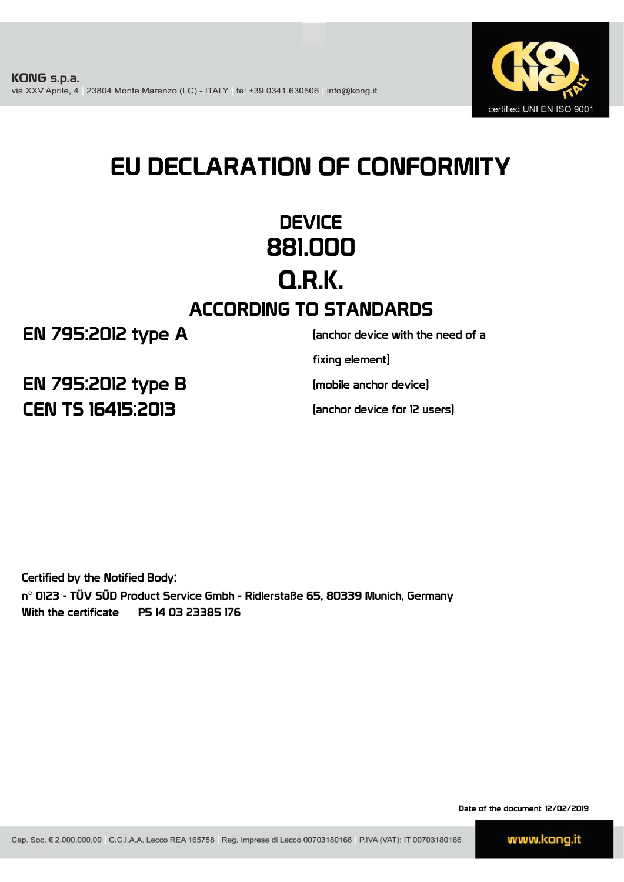KONG s.p.a.
via XXV Aprile, 4 | 23804 Monte Marenzo (LC) - ITALY | tel +39 0341.630506 | info@kong.it

certified UNI EN ISO 9001

# EU DECLARATION OF CONFORMITY

## DEVICE
## 881.000
## Q.R.K.

## ACCORDING TO STANDARDS

| | |
|---|---|
| **EN 795:2012 type A** | (anchor device with the need of a fixing element) |
| **EN 795:2012 type B** | (mobile anchor device) |
| **CEN TS 16415:2013** | (anchor device for 12 users) |

Certified by the Notified Body:
n° 0123 - TÜV SÜD Product Service Gmbh - Ridlerstaße 65, 80339 Munich, Germany
With the certificate P5 14 03 23385 176

Date of the document 12/02/2019

Cap. Soc. € 2.000.000,00 | C.C.I.A.A. Lecco REA 165758 | Reg. Imprese di Lecco 00703180166 | P.IVA (VAT): IT 00703180166

www.kong.it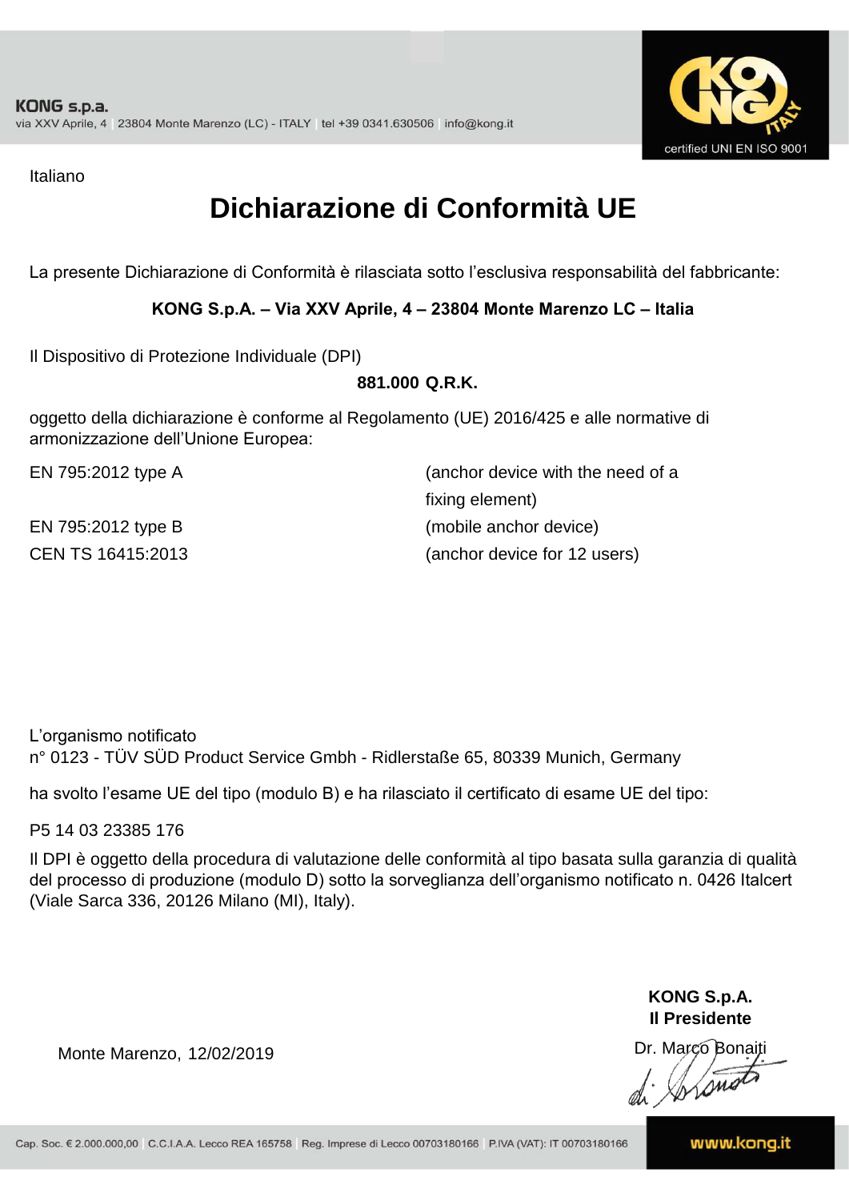Italiano

# Dichiarazione di Conformità UE

La presente Dichiarazione di Conformità è rilasciata sotto l'esclusiva responsabilità del fabbricante:

**KONG S.p.A. – Via XXV Aprile, 4 – 23804 Monte Marenzo LC – Italia**

Il Dispositivo di Protezione Individuale (DPI)

**881.000 Q.R.K.**

oggetto della dichiarazione è conforme al Regolamento (UE) 2016/425 e alle normative di armonizzazione dell'Unione Europea:

| | |
|---|---|
| EN 795:2012 type A | (anchor device with the need of a fixing element) |
| EN 795:2012 type B | (mobile anchor device) |
| CEN TS 16415:2013 | (anchor device for 12 users) |

L'organismo notificato
n° 0123 - TÜV SÜD Product Service Gmbh - Ridlerstaße 65, 80339 Munich, Germany

ha svolto l'esame UE del tipo (modulo B) e ha rilasciato il certificato di esame UE del tipo:

P5 14 03 23385 176

Il DPI è oggetto della procedura di valutazione delle conformità al tipo basata sulla garanzia di qualità del processo di produzione (modulo D) sotto la sorveglianza dell'organismo notificato n. 0426 Italcert (Viale Sarca 336, 20126 Milano (MI), Italy).

Monte Marenzo, 12/02/2019

**KONG S.p.A.**
**Il Presidente**
Dr. Marco Bonaiti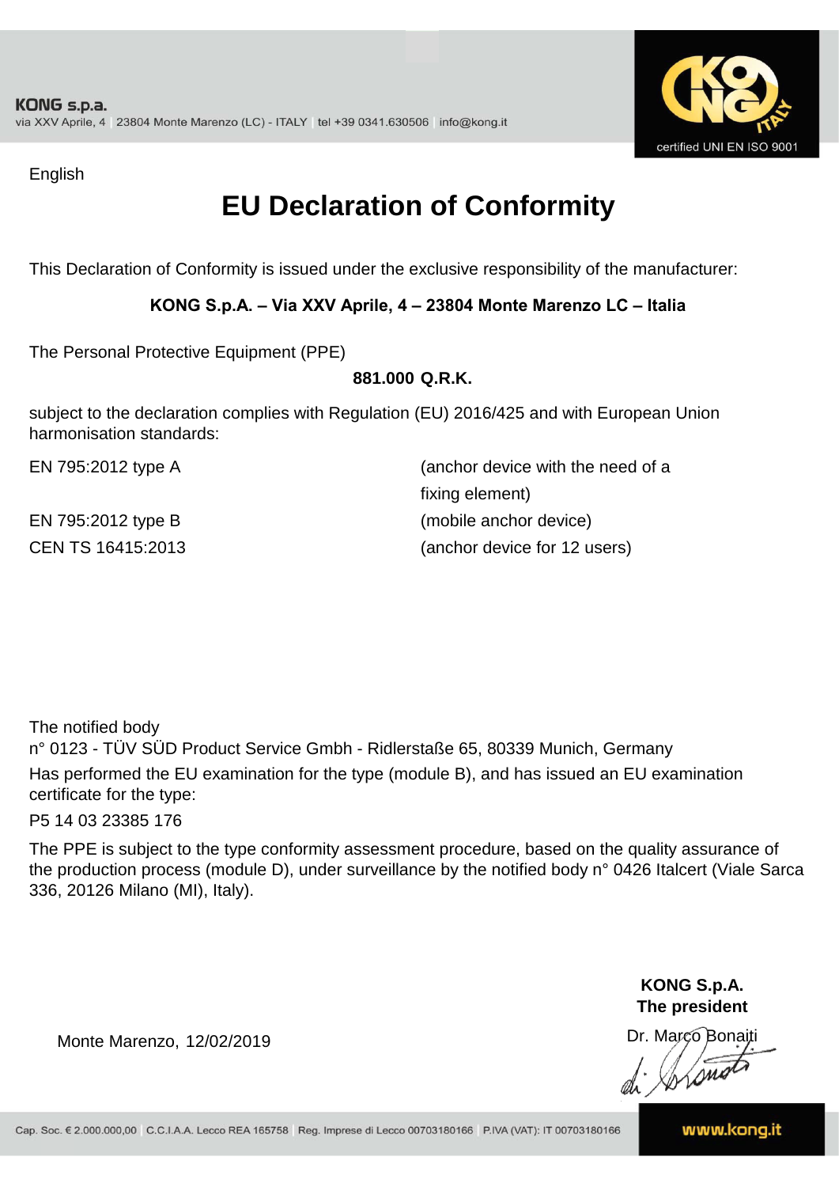KONG s.p.a.
via XXV Aprile, 4 | 23804 Monte Marenzo (LC) - ITALY | tel +39 0341.630506 | info@kong.it

certified UNI EN ISO 9001

English

# EU Declaration of Conformity

This Declaration of Conformity is issued under the exclusive responsibility of the manufacturer:

**KONG S.p.A. – Via XXV Aprile, 4 – 23804 Monte Marenzo LC – Italia**

The Personal Protective Equipment (PPE)

**881.000 Q.R.K.**

subject to the declaration complies with Regulation (EU) 2016/425 and with European Union harmonisation standards:

| | |
|---|---|
| EN 795:2012 type A | (anchor device with the need of a fixing element) |
| EN 795:2012 type B | (mobile anchor device) |
| CEN TS 16415:2013 | (anchor device for 12 users) |

The notified body
n° 0123 - TÜV SÜD Product Service Gmbh - Ridlerstaße 65, 80339 Munich, Germany
Has performed the EU examination for the type (module B), and has issued an EU examination certificate for the type:
P5 14 03 23385 176

The PPE is subject to the type conformity assessment procedure, based on the quality assurance of the production process (module D), under surveillance by the notified body n° 0426 Italcert (Viale Sarca 336, 20126 Milano (MI), Italy).

Monte Marenzo, 12/02/2019

**KONG S.p.A.**
**The president**
Dr. Marco Bonaiti

Cap. Soc. € 2.000.000,00 | C.C.I.A.A. Lecco REA 165758 | Reg. Imprese di Lecco 00703180166 | P.IVA (VAT): IT 00703180166

www.kong.it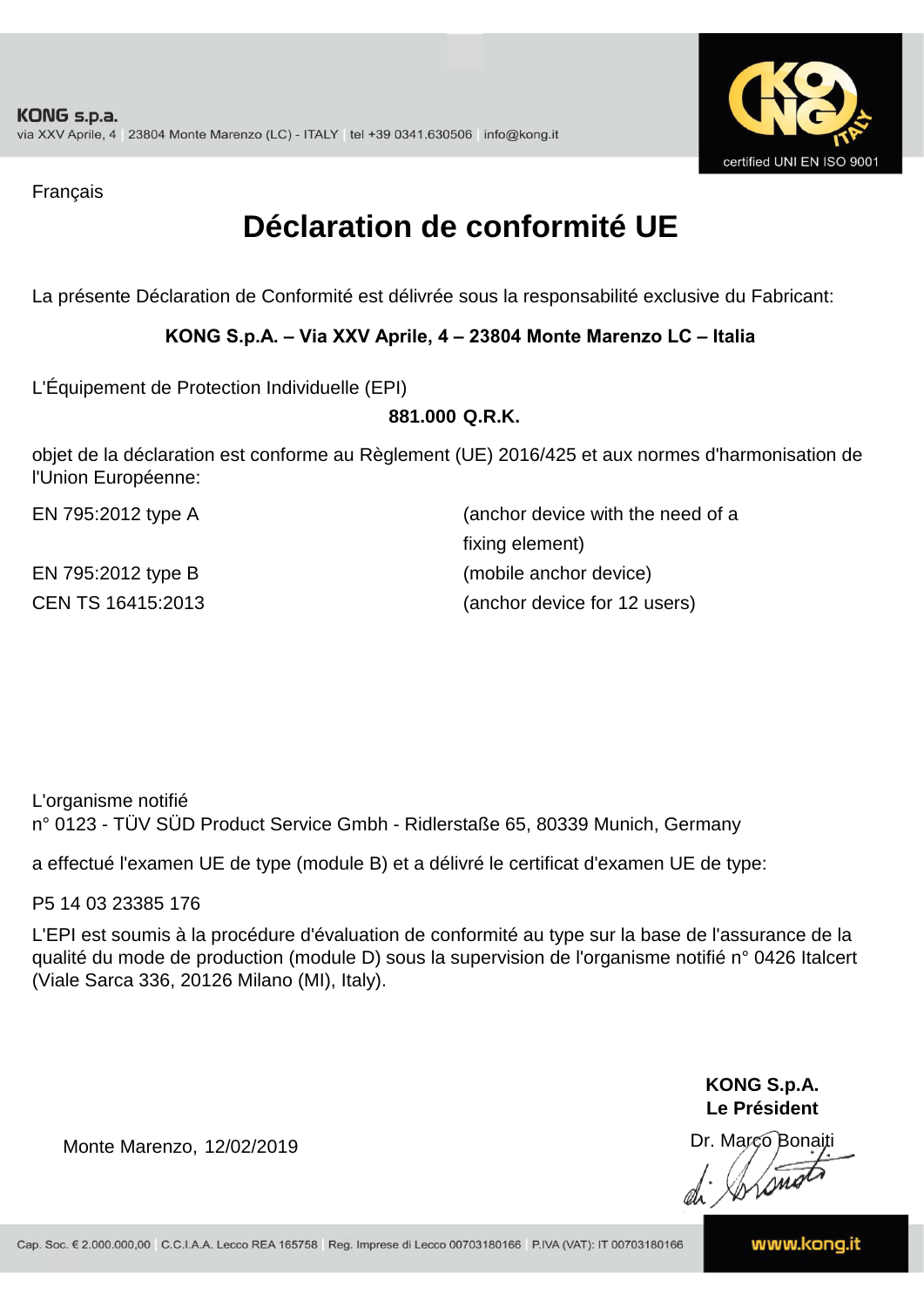KONG s.p.a.
via XXV Aprile, 4 | 23804 Monte Marenzo (LC) - ITALY | tel +39 0341.630506 | info@kong.it

certified UNI EN ISO 9001

Français

# Déclaration de conformité UE

La présente Déclaration de Conformité est délivrée sous la responsabilité exclusive du Fabricant:

**KONG S.p.A. – Via XXV Aprile, 4 – 23804 Monte Marenzo LC – Italia**

L'Équipement de Protection Individuelle (EPI)

**881.000 Q.R.K.**

objet de la déclaration est conforme au Règlement (UE) 2016/425 et aux normes d'harmonisation de l'Union Européenne:

| | |
|---|---|
| EN 795:2012 type A | (anchor device with the need of a fixing element) |
| EN 795:2012 type B | (mobile anchor device) |
| CEN TS 16415:2013 | (anchor device for 12 users) |

L'organisme notifié
n° 0123 - TÜV SÜD Product Service Gmbh - Ridlerstaße 65, 80339 Munich, Germany

a effectué l'examen UE de type (module B) et a délivré le certificat d'examen UE de type:

P5 14 03 23385 176

L'EPI est soumis à la procédure d'évaluation de conformité au type sur la base de l'assurance de la qualité du mode de production (module D) sous la supervision de l'organisme notifié n° 0426 Italcert (Viale Sarca 336, 20126 Milano (MI), Italy).

Monte Marenzo, 12/02/2019

**KONG S.p.A.**
**Le Président**
Dr. Marco Bonaiti

Cap. Soc. € 2.000.000,00 | C.C.I.A.A. Lecco REA 165758 | Reg. Imprese di Lecco 00703180166 | P.IVA (VAT): IT 00703180166

www.kong.it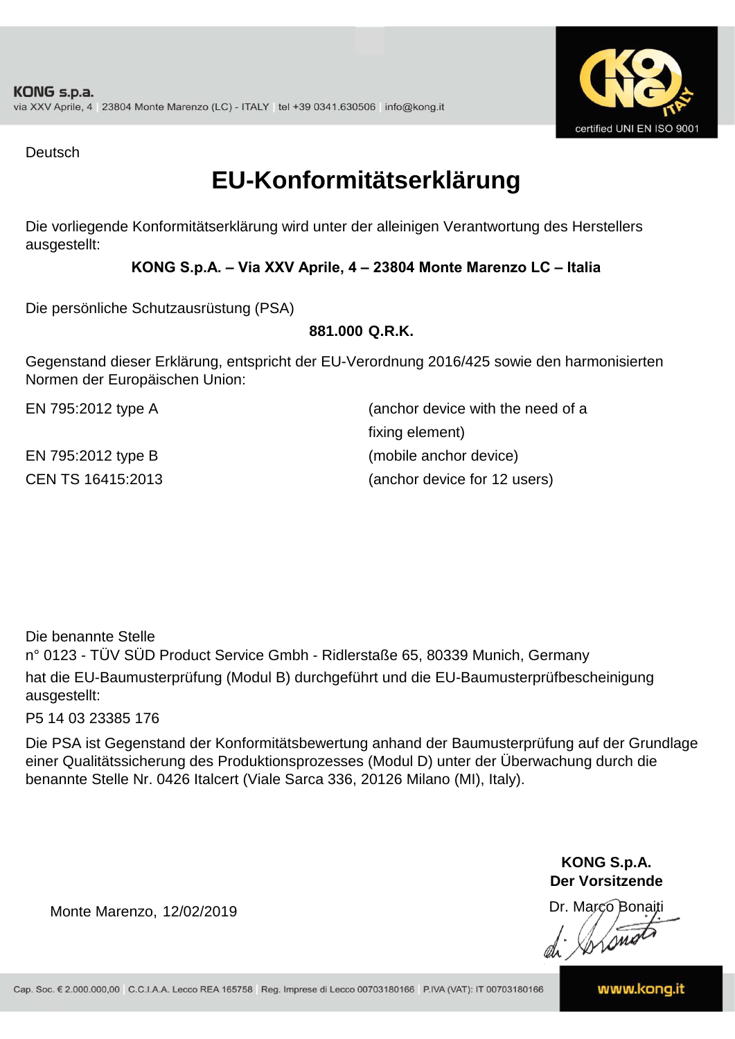KONG s.p.a.
via XXV Aprile, 4 | 23804 Monte Marenzo (LC) - ITALY | tel +39 0341.630506 | info@kong.it

certified UNI EN ISO 9001

Deutsch

# EU-Konformitätserklärung

Die vorliegende Konformitätserklärung wird unter der alleinigen Verantwortung des Herstellers ausgestellt:

**KONG S.p.A. – Via XXV Aprile, 4 – 23804 Monte Marenzo LC – Italia**

Die persönliche Schutzausrüstung (PSA)

**881.000 Q.R.K.**

Gegenstand dieser Erklärung, entspricht der EU-Verordnung 2016/425 sowie den harmonisierten Normen der Europäischen Union:

| | |
|---|---|
| EN 795:2012 type A | (anchor device with the need of a fixing element) |
| EN 795:2012 type B | (mobile anchor device) |
| CEN TS 16415:2013 | (anchor device for 12 users) |

Die benannte Stelle
n° 0123 - TÜV SÜD Product Service Gmbh - Ridlerstaße 65, 80339 Munich, Germany
hat die EU-Baumusterprüfung (Modul B) durchgeführt und die EU-Baumusterprüfbescheinigung ausgestellt:

P5 14 03 23385 176

Die PSA ist Gegenstand der Konformitätsbewertung anhand der Baumusterprüfung auf der Grundlage einer Qualitätssicherung des Produktionsprozesses (Modul D) unter der Überwachung durch die benannte Stelle Nr. 0426 Italcert (Viale Sarca 336, 20126 Milano (MI), Italy).

**KONG S.p.A.**
**Der Vorsitzende**
Dr. Marco Bonaiti

Monte Marenzo, 12/02/2019

Cap. Soc. € 2.000.000,00 | C.C.I.A.A. Lecco REA 165758 | Reg. Imprese di Lecco 00703180166 | P.IVA (VAT): IT 00703180166

www.kong.it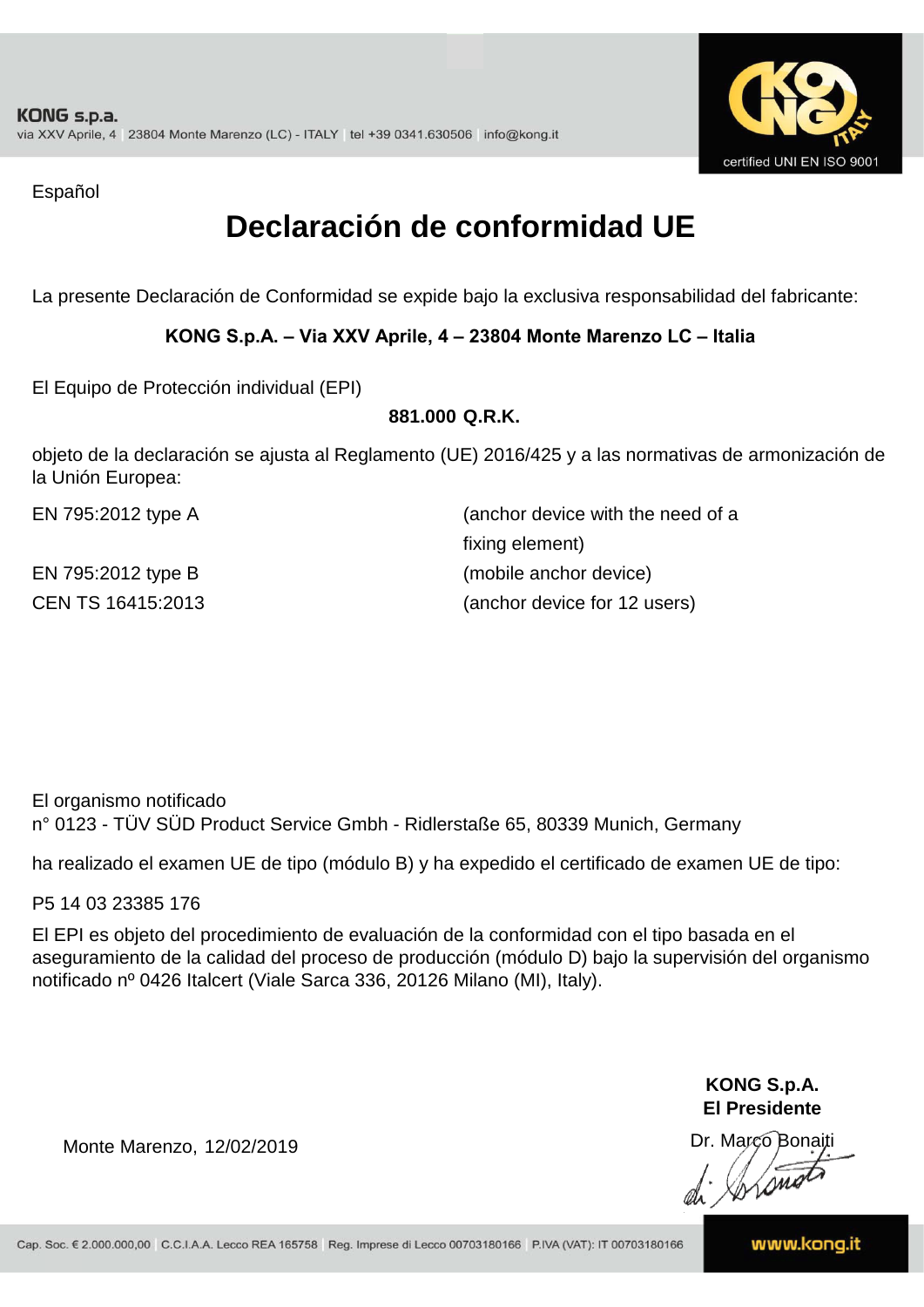Español

# Declaración de conformidad UE

La presente Declaración de Conformidad se expide bajo la exclusiva responsabilidad del fabricante:

**KONG S.p.A. – Via XXV Aprile, 4 – 23804 Monte Marenzo LC – Italia**

El Equipo de Protección individual (EPI)

**881.000 Q.R.K.**

objeto de la declaración se ajusta al Reglamento (UE) 2016/425 y a las normativas de armonización de la Unión Europea:

| | |
|---|---|
| EN 795:2012 type A | (anchor device with the need of a fixing element) |
| EN 795:2012 type B | (mobile anchor device) |
| CEN TS 16415:2013 | (anchor device for 12 users) |

El organismo notificado
n° 0123 - TÜV SÜD Product Service Gmbh - Ridlerstaße 65, 80339 Munich, Germany

ha realizado el examen UE de tipo (módulo B) y ha expedido el certificado de examen UE de tipo:

P5 14 03 23385 176

El EPI es objeto del procedimiento de evaluación de la conformidad con el tipo basada en el aseguramiento de la calidad del proceso de producción (módulo D) bajo la supervisión del organismo notificado nº 0426 Italcert (Viale Sarca 336, 20126 Milano (MI), Italy).

Monte Marenzo, 12/02/2019

**KONG S.p.A.**
**El Presidente**

Dr. Marco Bonaiti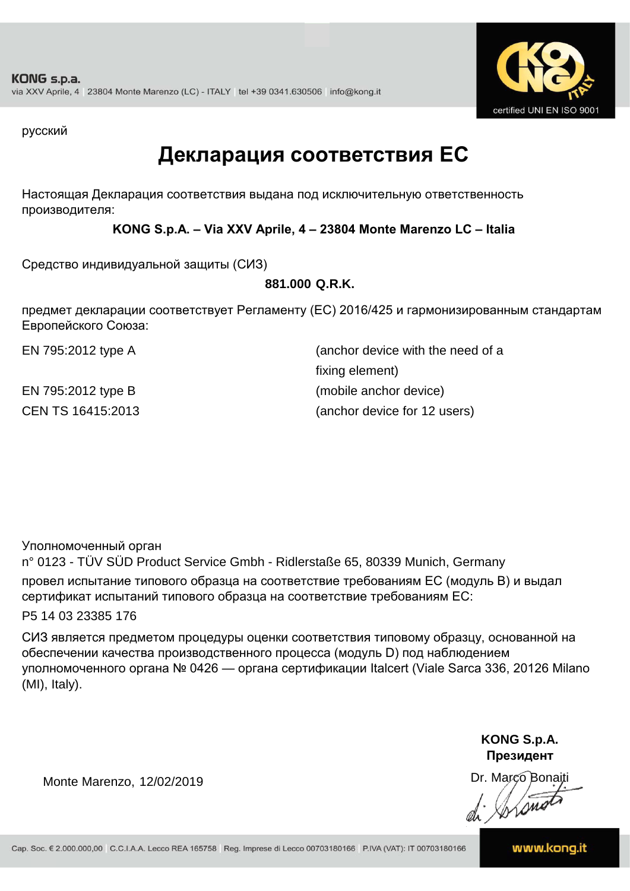KONG s.p.a.
via XXV Aprile, 4 | 23804 Monte Marenzo (LC) - ITALY | tel +39 0341.630506 | info@kong.it

certified UNI EN ISO 9001

русский

# Декларация соответствия ЕС

Настоящая Декларация соответствия выдана под исключительную ответственность производителя:

**KONG S.p.A. – Via XXV Aprile, 4 – 23804 Monte Marenzo LC – Italia**

Средство индивидуальной защиты (СИЗ)

**881.000 Q.R.K.**

предмет декларации соответствует Регламенту (ЕС) 2016/425 и гармонизированным стандартам Европейского Союза:

| | |
|---|---|
| EN 795:2012 type A | (anchor device with the need of a fixing element) |
| EN 795:2012 type B | (mobile anchor device) |
| CEN TS 16415:2013 | (anchor device for 12 users) |

Уполномоченный орган
n° 0123 - TÜV SÜD Product Service Gmbh - Ridlerstaße 65, 80339 Munich, Germany
провел испытание типового образца на соответствие требованиям ЕС (модуль B) и выдал сертификат испытаний типового образца на соответствие требованиям ЕС:
P5 14 03 23385 176

СИЗ является предметом процедуры оценки соответствия типовому образцу, основанной на обеспечении качества производственного процесса (модуль D) под наблюдением уполномоченного органа № 0426 — органа сертификации Italcert (Viale Sarca 336, 20126 Milano (MI), Italy).

Monte Marenzo, 12/02/2019

**KONG S.p.A.**
**Президент**
Dr. Marco Bonaiti

Cap. Soc. € 2.000.000,00 | C.C.I.A.A. Lecco REA 165758 | Reg. Imprese di Lecco 00703180166 | P.IVA (VAT): IT 00703180166

www.kong.it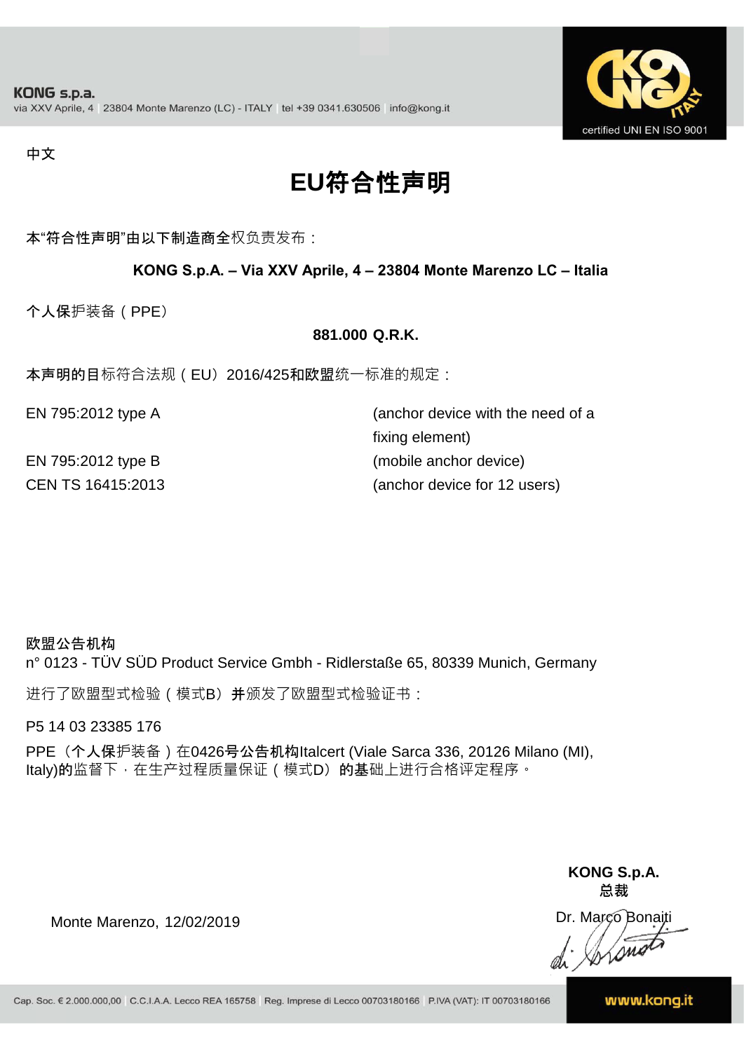中文

# EU符合性声明

本"符合性声明"由以下制造商全权负责发布：

**KONG S.p.A. – Via XXV Aprile, 4 – 23804 Monte Marenzo LC – Italia**

个人保护装备（PPE）

**881.000 Q.R.K.**

本声明的目标符合法规（EU）2016/425和欧盟统一标准的规定：

| | |
|---|---|
| EN 795:2012 type A | (anchor device with the need of a fixing element) |
| EN 795:2012 type B | (mobile anchor device) |
| CEN TS 16415:2013 | (anchor device for 12 users) |

欧盟公告机构
n° 0123 - TÜV SÜD Product Service Gmbh - Ridlerstaße 65, 80339 Munich, Germany

进行了欧盟型式检验（模式B）并颁发了欧盟型式检验证书：

P5 14 03 23385 176

PPE（个人保护装备）在0426号公告机构Italcert (Viale Sarca 336, 20126 Milano (MI), Italy)的监督下，在生产过程质量保证（模式D）的基础上进行合格评定程序。

**KONG S.p.A.**
**总裁**

Monte Marenzo, 12/02/2019

Dr. Marco Bonaiti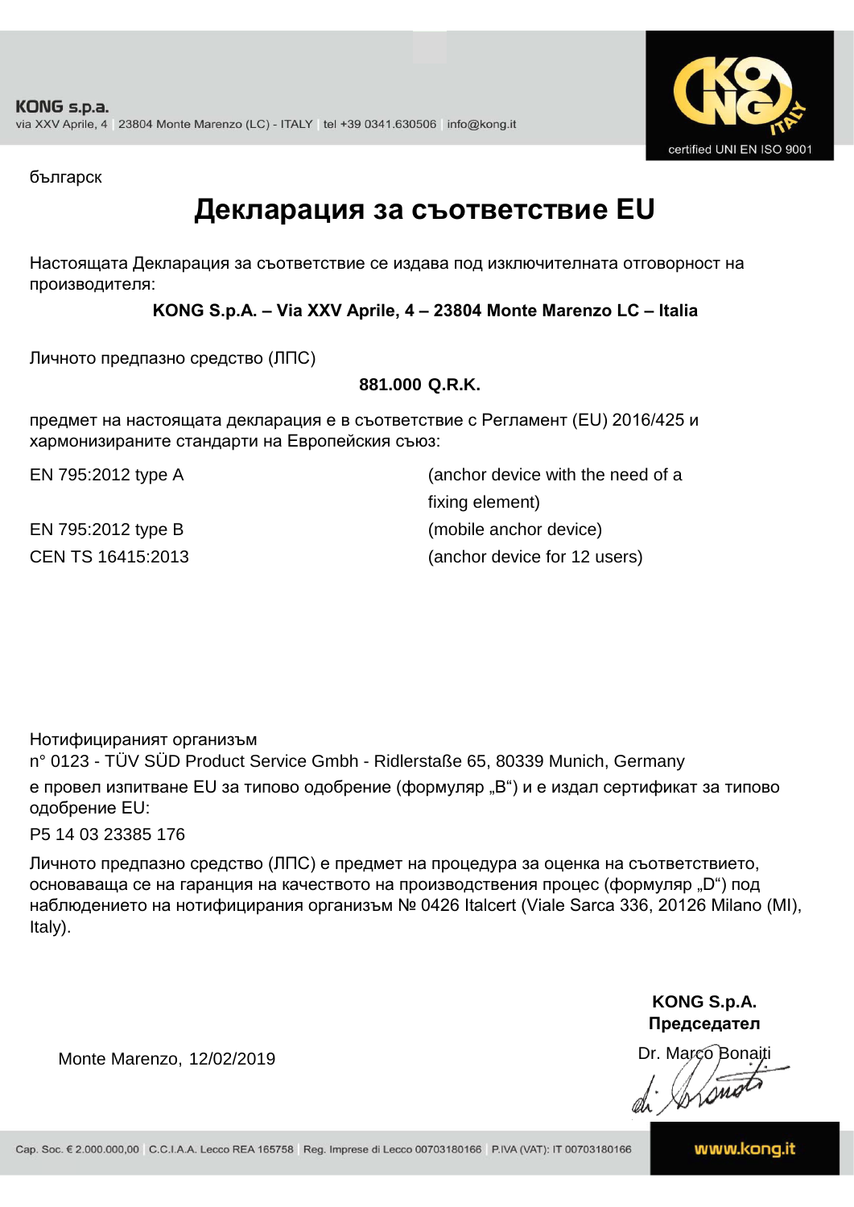KONG s.p.a.
via XXV Aprile, 4 | 23804 Monte Marenzo (LC) - ITALY | tel +39 0341.630506 | info@kong.it

certified UNI EN ISO 9001

българск

# Декларация за съответствие EU

Настоящата Декларация за съответствие се издава под изключителната отговорност на производителя:

**KONG S.p.A. – Via XXV Aprile, 4 – 23804 Monte Marenzo LC – Italia**

Личното предпазно средство (ЛПС)

**881.000 Q.R.K.**

предмет на настоящата декларация е в съответствие с Регламент (EU) 2016/425 и хармонизираните стандарти на Европейския съюз:

| | |
|---|---|
| EN 795:2012 type A | (anchor device with the need of a fixing element) |
| EN 795:2012 type B | (mobile anchor device) |
| CEN TS 16415:2013 | (anchor device for 12 users) |

Нотифицираният организъм
n° 0123 - TÜV SÜD Product Service Gmbh - Ridlerstaße 65, 80339 Munich, Germany
е провел изпитване EU за типово одобрение (формуляр „B") и е издал сертификат за типово одобрение EU:

P5 14 03 23385 176

Личното предпазно средство (ЛПС) е предмет на процедура за оценка на съответствието, основаваща се на гаранция на качеството на производствения процес (формуляр „D") под наблюдението на нотифицирания организъм № 0426 Italcert (Viale Sarca 336, 20126 Milano (MI), Italy).

Monte Marenzo, 12/02/2019

**KONG S.p.A.**
**Председател**
Dr. Marco Bonaiti

Cap. Soc. € 2.000.000,00 | C.C.I.A.A. Lecco REA 165758 | Reg. Imprese di Lecco 00703180166 | P.IVA (VAT): IT 00703180166

www.kong.it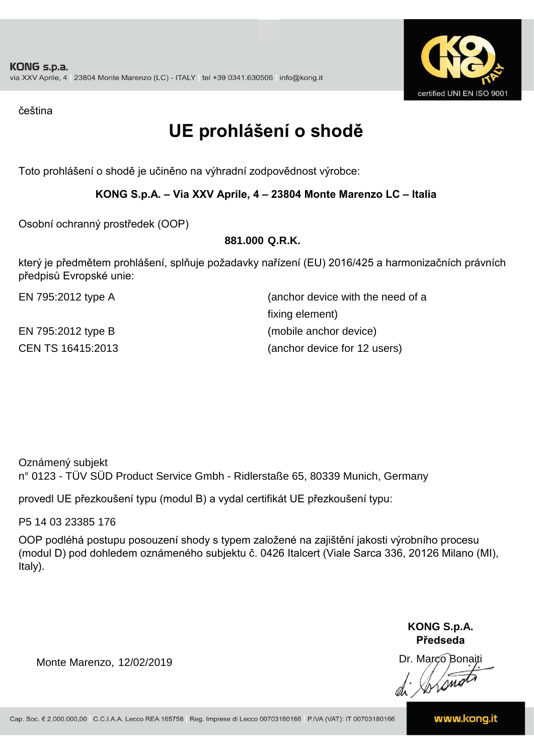čeština

# UE prohlášení o shodě

Toto prohlášení o shodě je učiněno na výhradní zodpovědnost výrobce:

**KONG S.p.A. – Via XXV Aprile, 4 – 23804 Monte Marenzo LC – Italia**

Osobní ochranný prostředek (OOP)

**881.000 Q.R.K.**

který je předmětem prohlášení, splňuje požadavky nařízení (EU) 2016/425 a harmonizačních právních předpisů Evropské unie:

| | |
|---|---|
| EN 795:2012 type A | (anchor device with the need of a fixing element) |
| EN 795:2012 type B | (mobile anchor device) |
| CEN TS 16415:2013 | (anchor device for 12 users) |

Oznámený subjekt
n° 0123 - TÜV SÜD Product Service Gmbh - Ridlerstaße 65, 80339 Munich, Germany

provedl UE přezkoušení typu (modul B) a vydal certifikát UE přezkoušení typu:

P5 14 03 23385 176

OOP podléhá postupu posouzení shody s typem založené na zajištění jakosti výrobního procesu (modul D) pod dohledem oznámeného subjektu č. 0426 Italcert (Viale Sarca 336, 20126 Milano (MI), Italy).

Monte Marenzo, 12/02/2019

**KONG S.p.A.**
**Předseda**
Dr. Marco Bonaiti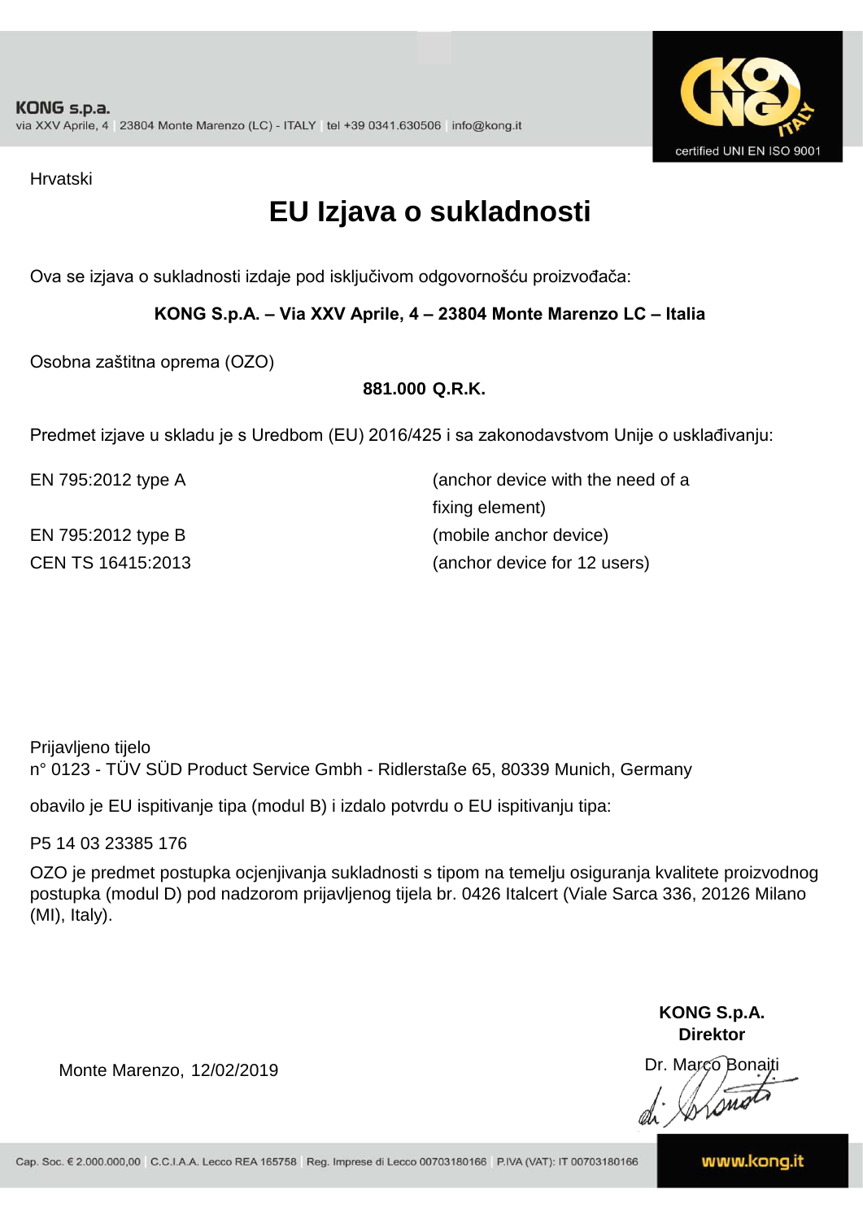Hrvatski

# EU Izjava o sukladnosti

Ova se izjava o sukladnosti izdaje pod isključivom odgovornošću proizvođača:

**KONG S.p.A. – Via XXV Aprile, 4 – 23804 Monte Marenzo LC – Italia**

Osobna zaštitna oprema (OZO)

**881.000 Q.R.K.**

Predmet izjave u skladu je s Uredbom (EU) 2016/425 i sa zakonodavstvom Unije o usklađivanju:

| | |
|---|---|
| EN 795:2012 type A | (anchor device with the need of a fixing element) |
| EN 795:2012 type B | (mobile anchor device) |
| CEN TS 16415:2013 | (anchor device for 12 users) |

Prijavljeno tijelo
n° 0123 - TÜV SÜD Product Service Gmbh - Ridlerstaße 65, 80339 Munich, Germany

obavilo je EU ispitivanje tipa (modul B) i izdalo potvrdu o EU ispitivanju tipa:

P5 14 03 23385 176

OZO je predmet postupka ocjenjivanja sukladnosti s tipom na temelju osiguranja kvalitete proizvodnog postupka (modul D) pod nadzorom prijavljenog tijela br. 0426 Italcert (Viale Sarca 336, 20126 Milano (MI), Italy).

Monte Marenzo, 12/02/2019

**KONG S.p.A.**
**Direktor**
Dr. Marco Bonaiti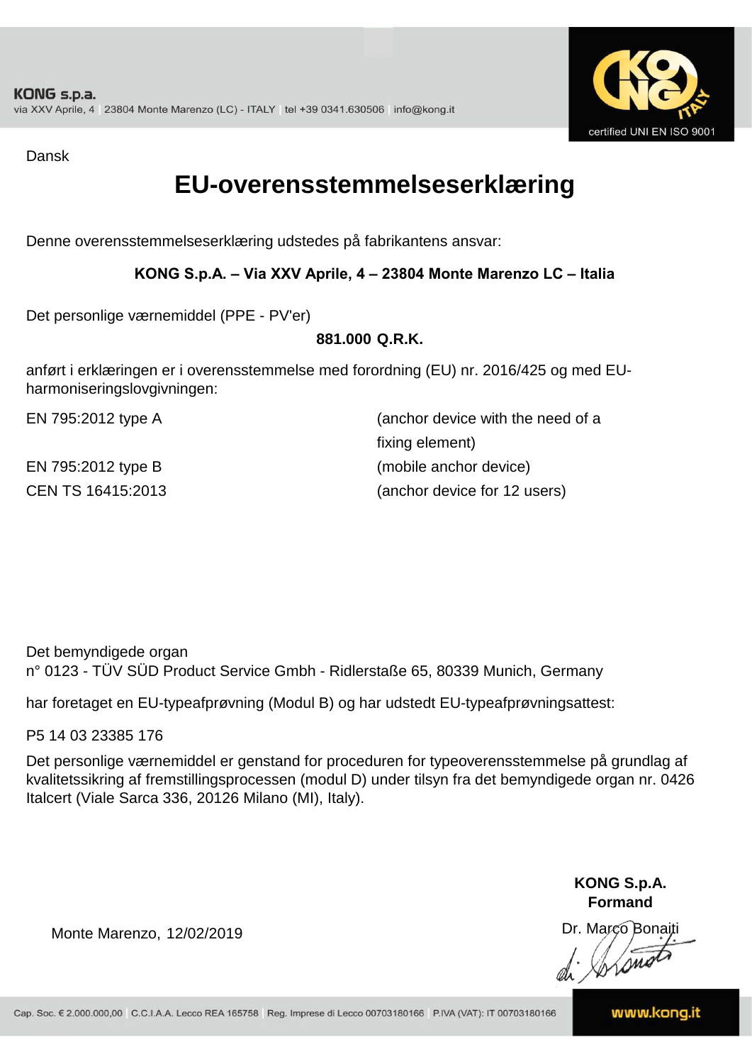Dansk

# EU-overensstemmelseserklæring

Denne overensstemmelseserklæring udstedes på fabrikantens ansvar:

**KONG S.p.A. – Via XXV Aprile, 4 – 23804 Monte Marenzo LC – Italia**

Det personlige værnemiddel (PPE - PV'er)

**881.000 Q.R.K.**

anført i erklæringen er i overensstemmelse med forordning (EU) nr. 2016/425 og med EU-harmoniseringslovgivningen:

| | |
|---|---|
| EN 795:2012 type A | (anchor device with the need of a fixing element) |
| EN 795:2012 type B | (mobile anchor device) |
| CEN TS 16415:2013 | (anchor device for 12 users) |

Det bemyndigede organ
n° 0123 - TÜV SÜD Product Service Gmbh - Ridlerstaße 65, 80339 Munich, Germany

har foretaget en EU-typeafprøvning (Modul B) og har udstedt EU-typeafprøvningsattest:

P5 14 03 23385 176

Det personlige værnemiddel er genstand for proceduren for typeoverensstemmelse på grundlag af kvalitetssikring af fremstillingsprocessen (modul D) under tilsyn fra det bemyndigede organ nr. 0426 Italcert (Viale Sarca 336, 20126 Milano (MI), Italy).

Monte Marenzo, 12/02/2019

**KONG S.p.A.**
**Formand**
Dr. Marco Bonaiti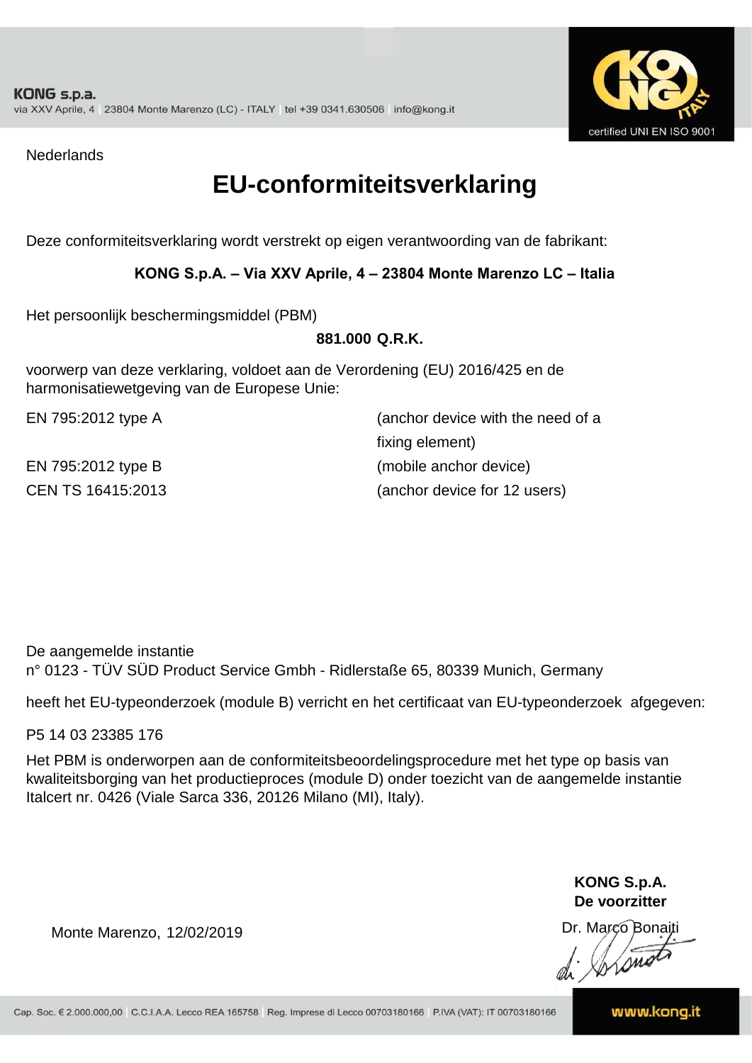Nederlands

# EU-conformiteitsverklaring

Deze conformiteitsverklaring wordt verstrekt op eigen verantwoording van de fabrikant:

**KONG S.p.A. – Via XXV Aprile, 4 – 23804 Monte Marenzo LC – Italia**

Het persoonlijk beschermingsmiddel (PBM)

**881.000 Q.R.K.**

voorwerp van deze verklaring, voldoet aan de Verordening (EU) 2016/425 en de harmonisatiewetgeving van de Europese Unie:

| | |
|---|---|
| EN 795:2012 type A | (anchor device with the need of a fixing element) |
| EN 795:2012 type B | (mobile anchor device) |
| CEN TS 16415:2013 | (anchor device for 12 users) |

De aangemelde instantie
n° 0123 - TÜV SÜD Product Service Gmbh - Ridlerstaße 65, 80339 Munich, Germany

heeft het EU-typeonderzoek (module B) verricht en het certificaat van EU-typeonderzoek afgegeven:

P5 14 03 23385 176

Het PBM is onderworpen aan de conformiteitsbeoordelingsprocedure met het type op basis van kwaliteitsborging van het productieproces (module D) onder toezicht van de aangemelde instantie Italcert nr. 0426 (Viale Sarca 336, 20126 Milano (MI), Italy).

**KONG S.p.A.**
**De voorzitter**

Monte Marenzo, 12/02/2019

Dr. Marco Bonaiti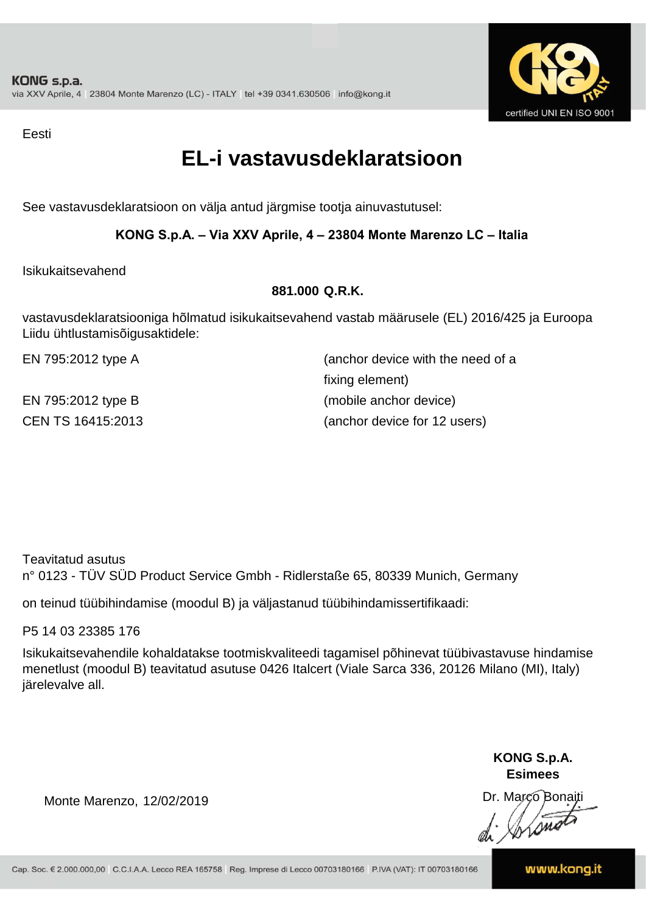Eesti

# EL-i vastavusdeklaratsioon

See vastavusdeklaratsioon on välja antud järgmise tootja ainuvastutusel:

**KONG S.p.A. – Via XXV Aprile, 4 – 23804 Monte Marenzo LC – Italia**

Isikukaitsevahend

**881.000 Q.R.K.**

vastavusdeklaratsiooniga hõlmatud isikukaitsevahend vastab määrusele (EL) 2016/425 ja Euroopa Liidu ühtlustamisõigusaktidele:

| | |
|---|---|
| EN 795:2012 type A | (anchor device with the need of a fixing element) |
| EN 795:2012 type B | (mobile anchor device) |
| CEN TS 16415:2013 | (anchor device for 12 users) |

Teavitatud asutus
n° 0123 - TÜV SÜD Product Service Gmbh - Ridlerstaße 65, 80339 Munich, Germany

on teinud tüübihindamise (moodul B) ja väljastanud tüübihindamissertifikaadi:

P5 14 03 23385 176

Isikukaitsevahendile kohaldatakse tootmiskvaliteedi tagamisel põhinevat tüübivastavuse hindamise menetlust (moodul B) teavitatud asutuse 0426 Italcert (Viale Sarca 336, 20126 Milano (MI), Italy) järelevalve all.

Monte Marenzo, 12/02/2019

**KONG S.p.A.**
**Esimees**
Dr. Marco Bonaiti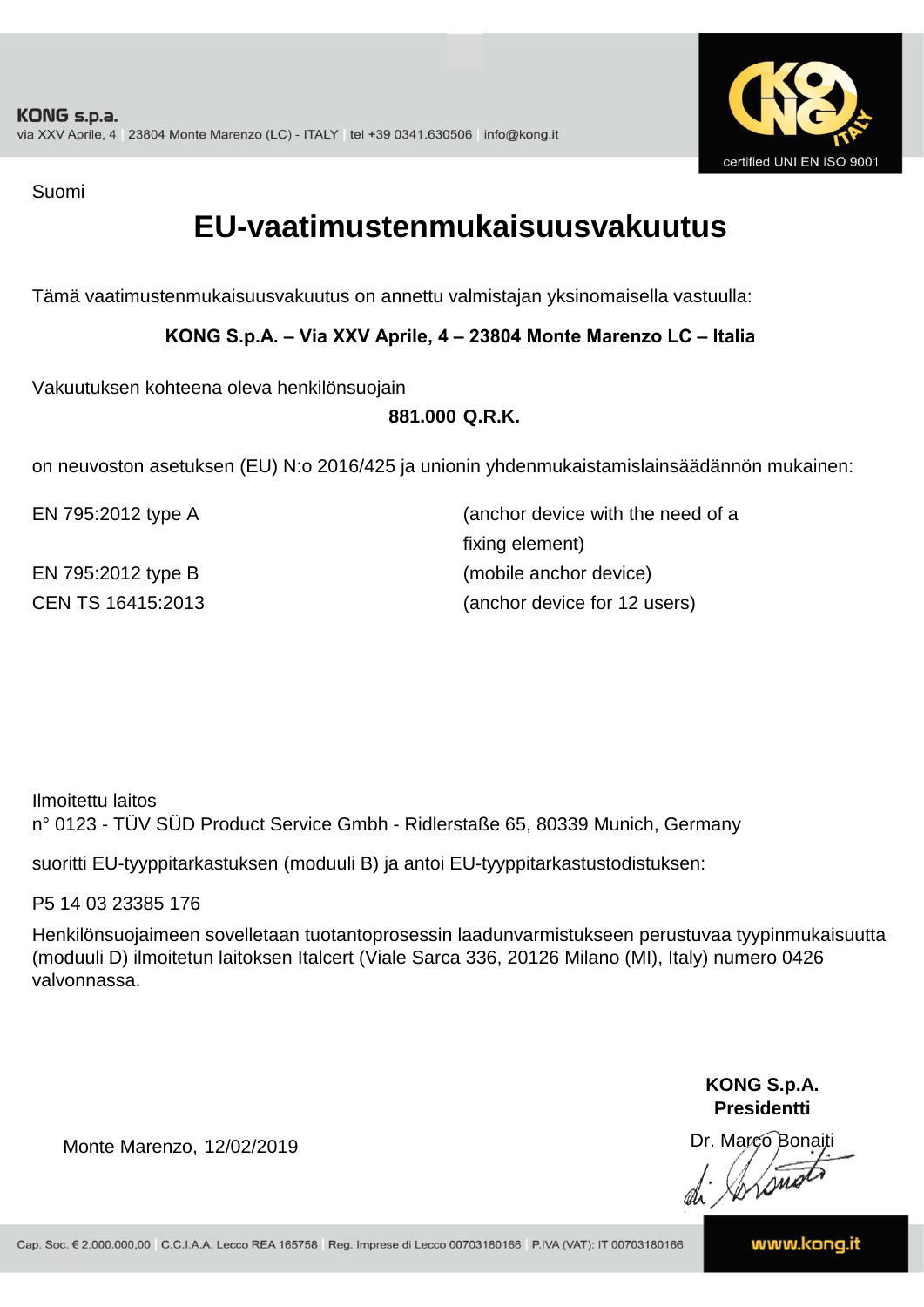KONG s.p.a.
via XXV Aprile, 4 | 23804 Monte Marenzo (LC) - ITALY | tel +39 0341.630506 | info@kong.it

certified UNI EN ISO 9001

Suomi

# EU-vaatimustenmukaisuusvakuutus

Tämä vaatimustenmukaisuusvakuutus on annettu valmistajan yksinomaisella vastuulla:

**KONG S.p.A. – Via XXV Aprile, 4 – 23804 Monte Marenzo LC – Italia**

Vakuutuksen kohteena oleva henkilönsuojain

**881.000 Q.R.K.**

on neuvoston asetuksen (EU) N:o 2016/425 ja unionin yhdenmukaistamislainsäädännön mukainen:

| | |
|---|---|
| EN 795:2012 type A | (anchor device with the need of a fixing element) |
| EN 795:2012 type B | (mobile anchor device) |
| CEN TS 16415:2013 | (anchor device for 12 users) |

Ilmoitettu laitos
n° 0123 - TÜV SÜD Product Service Gmbh - Ridlerstaße 65, 80339 Munich, Germany

suoritti EU-tyyppitarkastuksen (moduuli B) ja antoi EU-tyyppitarkastustodistuksen:

P5 14 03 23385 176

Henkilönsuojaimeen sovelletaan tuotantoprosessin laadunvarmistukseen perustuvaa tyypinmukaisuutta (moduuli D) ilmoitetun laitoksen Italcert (Viale Sarca 336, 20126 Milano (MI), Italy) numero 0426 valvonnassa.

Monte Marenzo, 12/02/2019

**KONG S.p.A.**
**Presidentti**
Dr. Marco Bonaiti

Cap. Soc. € 2.000.000,00 | C.C.I.A.A. Lecco REA 165758 | Reg. Imprese di Lecco 00703180166 | P.IVA (VAT): IT 00703180166

www.kong.it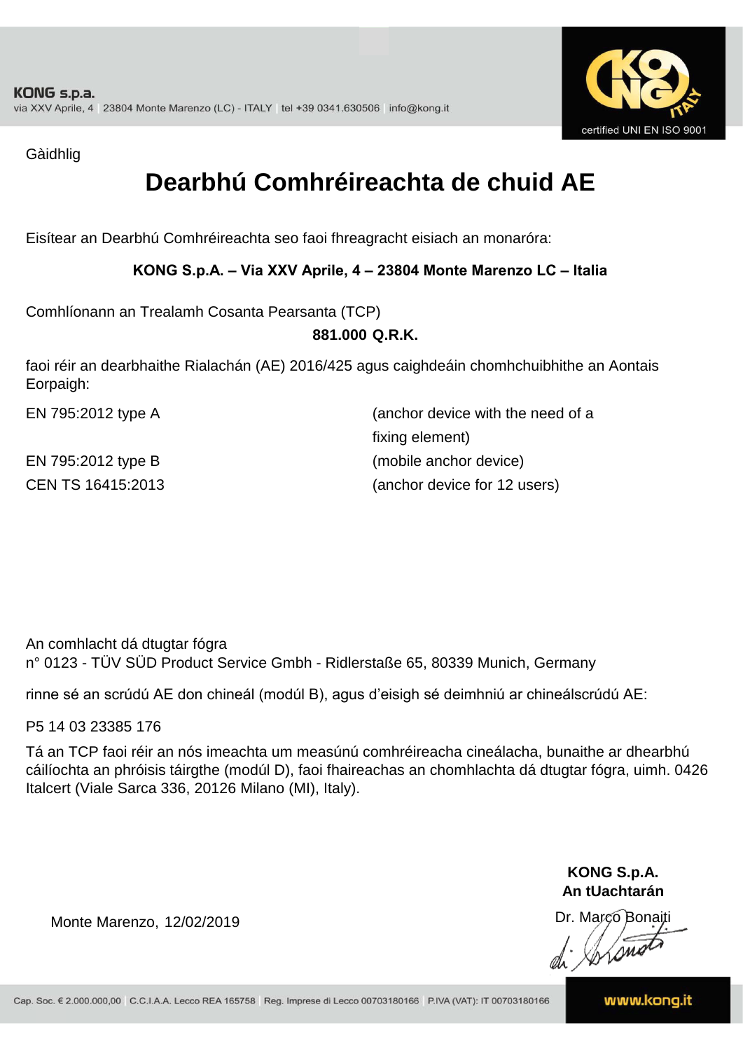Gàidhlig

# Dearbhú Comhréireachta de chuid AE

Eisítear an Dearbhú Comhréireachta seo faoi fhreagracht eisiach an monaróra:

**KONG S.p.A. – Via XXV Aprile, 4 – 23804 Monte Marenzo LC – Italia**

Comhlíonann an Trealamh Cosanta Pearsanta (TCP)

**881.000 Q.R.K.**

faoi réir an dearbhaithe Rialachán (AE) 2016/425 agus caighdeáin chomhchuibhithe an Aontais Eorpaigh:

| | |
|---|---|
| EN 795:2012 type A | (anchor device with the need of a fixing element) |
| EN 795:2012 type B | (mobile anchor device) |
| CEN TS 16415:2013 | (anchor device for 12 users) |

An comhlacht dá dtugtar fógra
n° 0123 - TÜV SÜD Product Service Gmbh - Ridlerstaße 65, 80339 Munich, Germany

rinne sé an scrúdú AE don chineál (modúl B), agus d'eisigh sé deimhniú ar chineálscrúdú AE:

P5 14 03 23385 176

Tá an TCP faoi réir an nós imeachta um measúnú comhréireacha cineálacha, bunaithe ar dhearbhú cáilíochta an phróisis táirgthe (modúl D), faoi fhaireachas an chomhlachta dá dtugtar fógra, uimh. 0426 Italcert (Viale Sarca 336, 20126 Milano (MI), Italy).

Monte Marenzo, 12/02/2019

**KONG S.p.A.**
**An tUachtarán**

Dr. Marco Bonaiti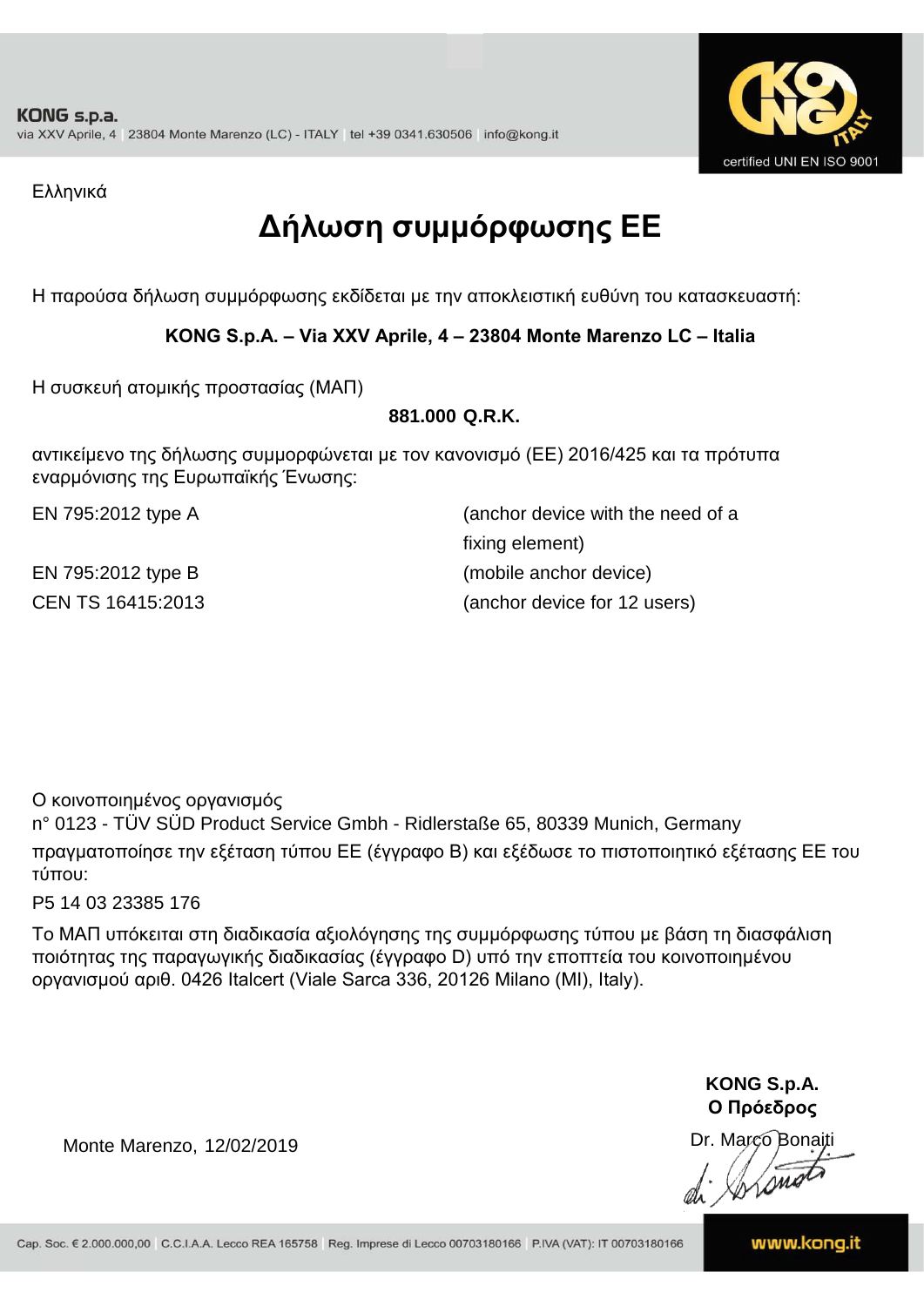KONG s.p.a.
via XXV Aprile, 4 | 23804 Monte Marenzo (LC) - ITALY | tel +39 0341.630506 | info@kong.it

certified UNI EN ISO 9001

Ελληνικά

# Δήλωση συμμόρφωσης ΕΕ

Η παρούσα δήλωση συμμόρφωσης εκδίδεται με την αποκλειστική ευθύνη του κατασκευαστή:

**KONG S.p.A. – Via XXV Aprile, 4 – 23804 Monte Marenzo LC – Italia**

Η συσκευή ατομικής προστασίας (ΜΑΠ)

**881.000 Q.R.K.**

αντικείμενο της δήλωσης συμμορφώνεται με τον κανονισμό (ΕΕ) 2016/425 και τα πρότυπα εναρμόνισης της Ευρωπαϊκής Ένωσης:

| | |
|---|---|
| EN 795:2012 type A | (anchor device with the need of a fixing element) |
| EN 795:2012 type B | (mobile anchor device) |
| CEN TS 16415:2013 | (anchor device for 12 users) |

Ο κοινοποιημένος οργανισμός
n° 0123 - TÜV SÜD Product Service Gmbh - Ridlerstaße 65, 80339 Munich, Germany
πραγματοποίησε την εξέταση τύπου ΕΕ (έγγραφο B) και εξέδωσε το πιστοποιητικό εξέτασης ΕΕ του τύπου:

P5 14 03 23385 176

Το ΜΑΠ υπόκειται στη διαδικασία αξιολόγησης της συμμόρφωσης τύπου με βάση τη διασφάλιση ποιότητας της παραγωγικής διαδικασίας (έγγραφο D) υπό την εποπτεία του κοινοποιημένου οργανισμού αριθ. 0426 Italcert (Viale Sarca 336, 20126 Milano (MI), Italy).

Monte Marenzo, 12/02/2019

**KONG S.p.A.**
**Ο Πρόεδρος**
Dr. Marco Bonaiti

Cap. Soc. € 2.000.000,00 | C.C.I.A.A. Lecco REA 165758 | Reg. Imprese di Lecco 00703180166 | P.IVA (VAT): IT 00703180166

www.kong.it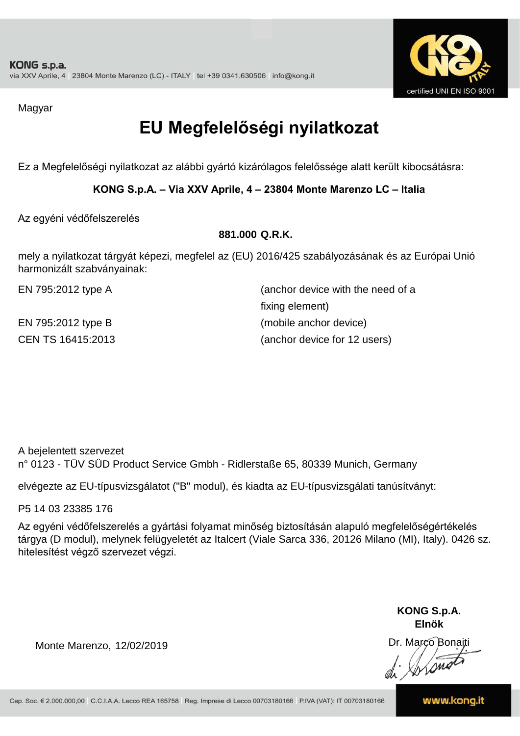Magyar

# EU Megfelelőségi nyilatkozat

Ez a Megfelelőségi nyilatkozat az alábbi gyártó kizárólagos felelőssége alatt került kibocsátásra:

**KONG S.p.A. – Via XXV Aprile, 4 – 23804 Monte Marenzo LC – Italia**

Az egyéni védőfelszerelés

**881.000 Q.R.K.**

mely a nyilatkozat tárgyát képezi, megfelel az (EU) 2016/425 szabályozásának és az Európai Unió harmonizált szabványainak:

| | |
|---|---|
| EN 795:2012 type A | (anchor device with the need of a fixing element) |
| EN 795:2012 type B | (mobile anchor device) |
| CEN TS 16415:2013 | (anchor device for 12 users) |

A bejelentett szervezet
n° 0123 - TÜV SÜD Product Service Gmbh - Ridlerstaße 65, 80339 Munich, Germany

elvégezte az EU-típusvizsgálatot ("B" modul), és kiadta az EU-típusvizsgálati tanúsítványt:

P5 14 03 23385 176

Az egyéni védőfelszerelés a gyártási folyamat minőség biztosításán alapuló megfelelőségértékelés tárgya (D modul), melynek felügyeletét az Italcert (Viale Sarca 336, 20126 Milano (MI), Italy). 0426 sz. hitelesítést végző szervezet végzi.

Monte Marenzo, 12/02/2019

**KONG S.p.A.**
**Elnök**
Dr. Marco Bonaiti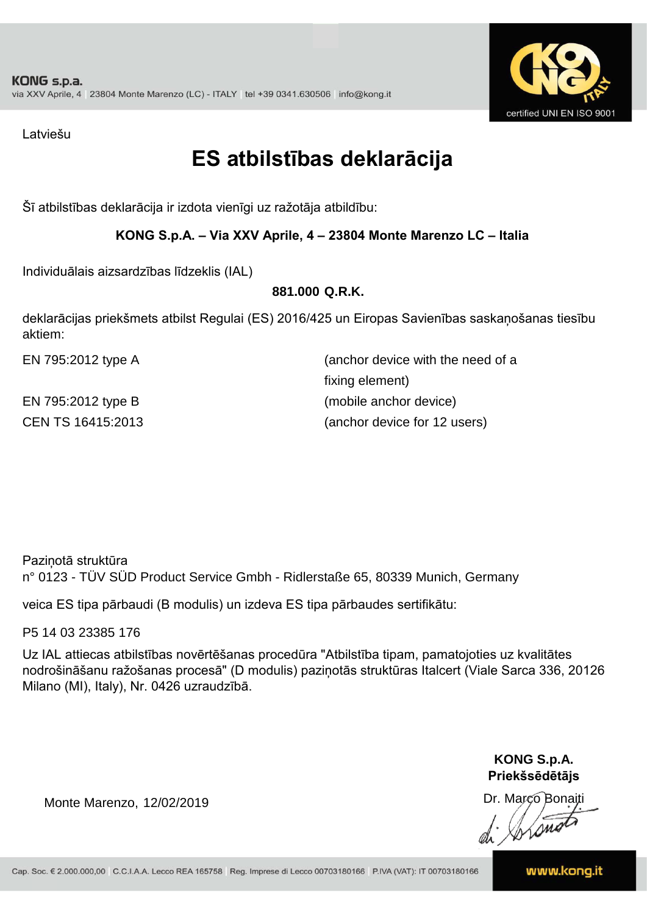KONG s.p.a.
via XXV Aprile, 4 | 23804 Monte Marenzo (LC) - ITALY | tel +39 0341.630506 | info@kong.it

certified UNI EN ISO 9001

Latviešu

# ES atbilstības deklarācija

Šī atbilstības deklarācija ir izdota vienīgi uz ražotāja atbildību:

**KONG S.p.A. – Via XXV Aprile, 4 – 23804 Monte Marenzo LC – Italia**

Individuālais aizsardzības līdzeklis (IAL)

**881.000 Q.R.K.**

deklarācijas priekšmets atbilst Regulai (ES) 2016/425 un Eiropas Savienības saskaņošanas tiesību aktiem:

| | |
|---|---|
| EN 795:2012 type A | (anchor device with the need of a fixing element) |
| EN 795:2012 type B | (mobile anchor device) |
| CEN TS 16415:2013 | (anchor device for 12 users) |

Paziņotā struktūra
n° 0123 - TÜV SÜD Product Service Gmbh - Ridlerstaße 65, 80339 Munich, Germany

veica ES tipa pārbaudi (B modulis) un izdeva ES tipa pārbaudes sertifikātu:

P5 14 03 23385 176

Uz IAL attiecas atbilstības novērtēšanas procedūra "Atbilstība tipam, pamatojoties uz kvalitātes nodrošināšanu ražošanas procesā" (D modulis) paziņotās struktūras Italcert (Viale Sarca 336, 20126 Milano (MI), Italy), Nr. 0426 uzraudzībā.

Monte Marenzo, 12/02/2019

**KONG S.p.A.**
**Priekšsēdētājs**
Dr. Marco Bonaiti

Cap. Soc. € 2.000.000,00 | C.C.I.A.A. Lecco REA 165758 | Reg. Imprese di Lecco 00703180166 | P.IVA (VAT): IT 00703180166

www.kong.it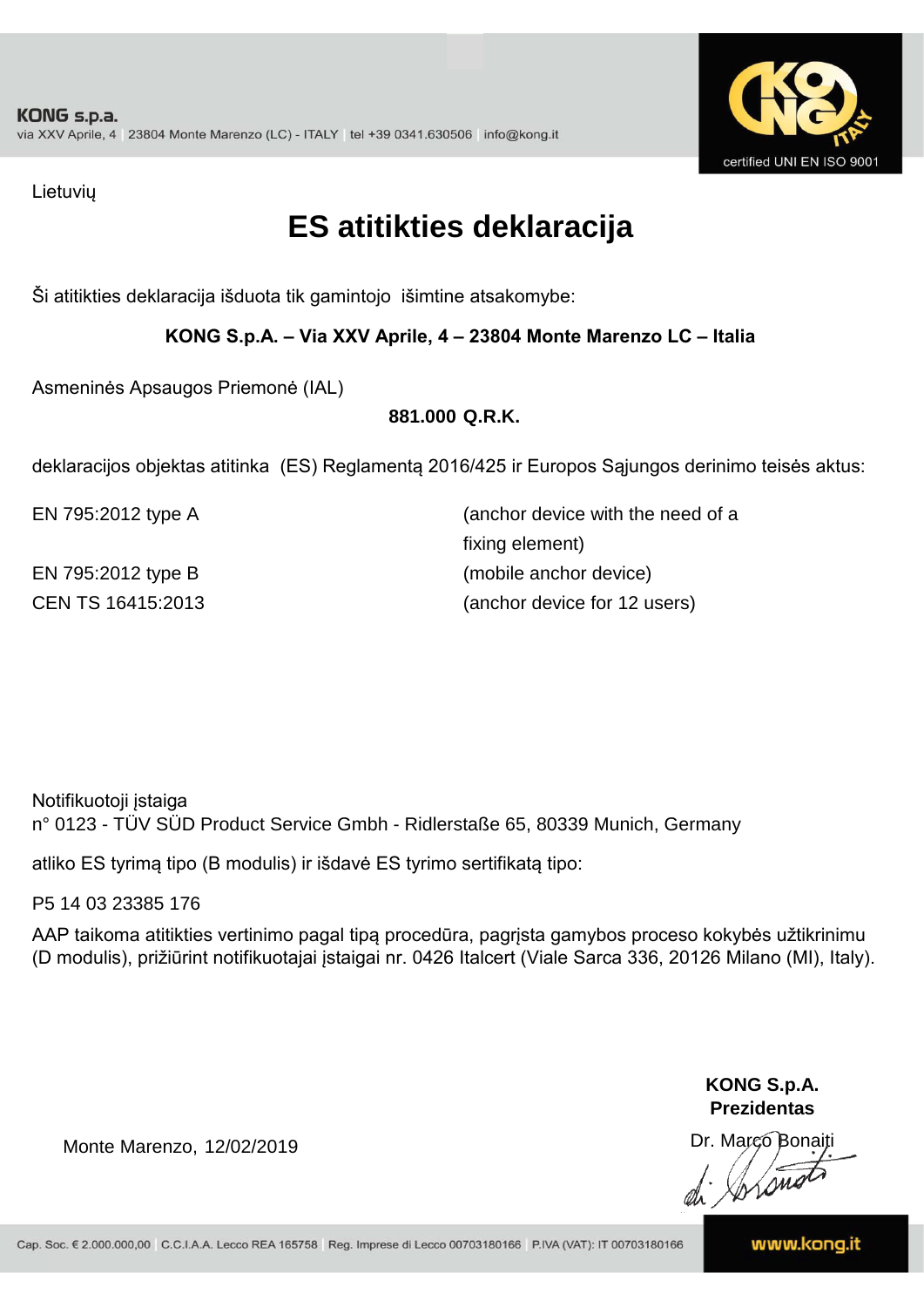KONG s.p.a.
via XXV Aprile, 4 | 23804 Monte Marenzo (LC) - ITALY | tel +39 0341.630506 | info@kong.it

certified UNI EN ISO 9001

Lietuvių

# ES atitikties deklaracija

Ši atitikties deklaracija išduota tik gamintojo išimtine atsakomybe:

**KONG S.p.A. – Via XXV Aprile, 4 – 23804 Monte Marenzo LC – Italia**

Asmeninės Apsaugos Priemonė (IAL)

**881.000 Q.R.K.**

deklaracijos objektas atitinka (ES) Reglamentą 2016/425 ir Europos Sąjungos derinimo teisės aktus:

| | |
|---|---|
| EN 795:2012 type A | (anchor device with the need of a fixing element) |
| EN 795:2012 type B | (mobile anchor device) |
| CEN TS 16415:2013 | (anchor device for 12 users) |

Notifikuotoji įstaiga
n° 0123 - TÜV SÜD Product Service Gmbh - Ridlerstaße 65, 80339 Munich, Germany

atliko ES tyrimą tipo (B modulis) ir išdavė ES tyrimo sertifikatą tipo:

P5 14 03 23385 176

AAP taikoma atitikties vertinimo pagal tipą procedūra, pagrįsta gamybos proceso kokybės užtikrinimu (D modulis), prižiūrint notifikuotajai įstaigai nr. 0426 Italcert (Viale Sarca 336, 20126 Milano (MI), Italy).

**KONG S.p.A.**
**Prezidentas**

Monte Marenzo, 12/02/2019

Dr. Marco Bonaiti

Cap. Soc. € 2.000.000,00 | C.C.I.A.A. Lecco REA 165758 | Reg. Imprese di Lecco 00703180166 | P.IVA (VAT): IT 00703180166

www.kong.it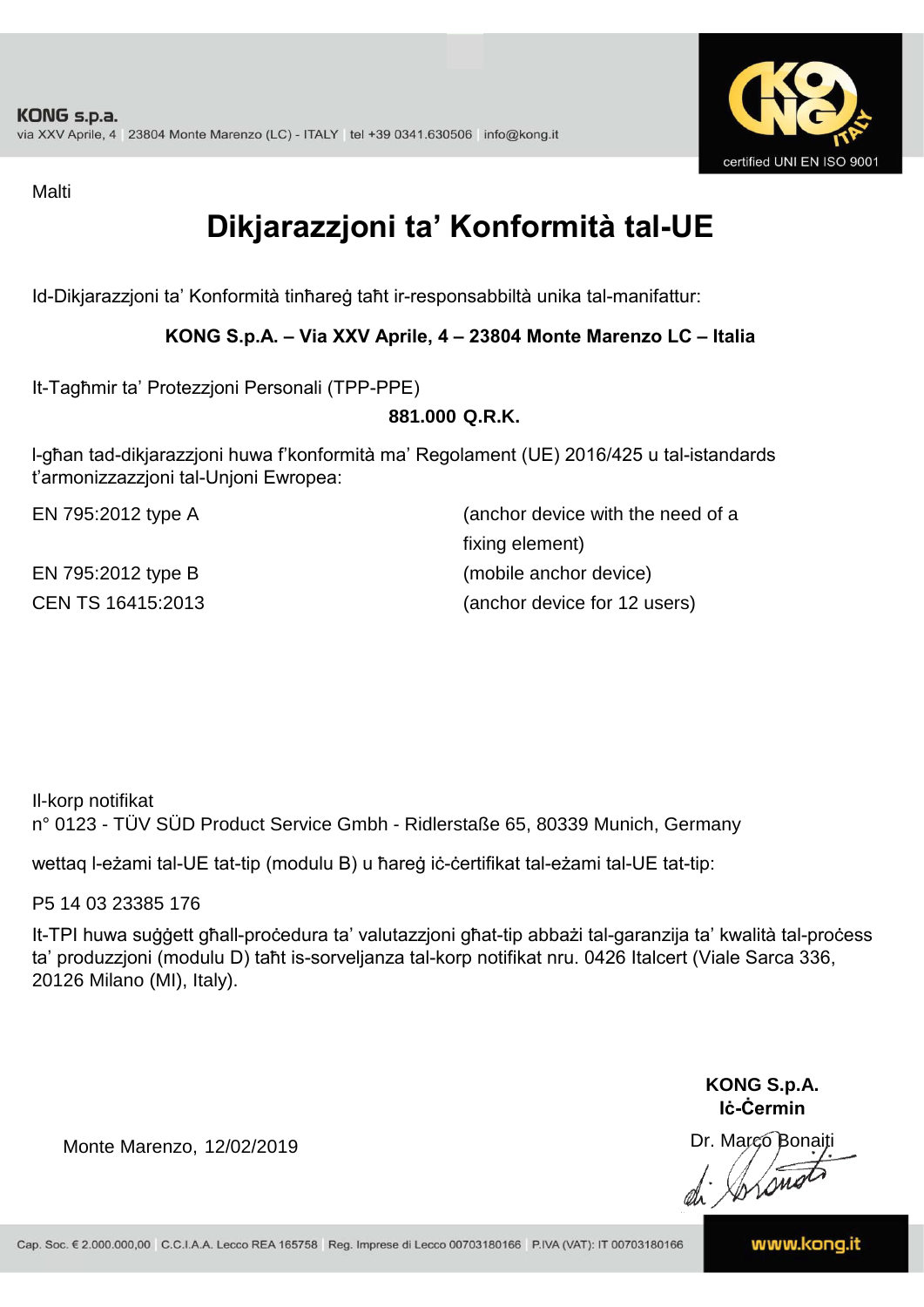Malti

# Dikjarazzjoni ta' Konformità tal-UE

Id-Dikjarazzjoni ta' Konformità tinħareġ taħt ir-responsabbiltà unika tal-manifattur:

**KONG S.p.A. – Via XXV Aprile, 4 – 23804 Monte Marenzo LC – Italia**

It-Tagħmir ta' Protezzjoni Personali (TPP-PPE)

**881.000 Q.R.K.**

l-għan tad-dikjarazzjoni huwa f'konformità ma' Regolament (UE) 2016/425 u tal-istandards t'armonizzazzjoni tal-Unjoni Ewropea:

| | |
|---|---|
| EN 795:2012 type A | (anchor device with the need of a fixing element) |
| EN 795:2012 type B | (mobile anchor device) |
| CEN TS 16415:2013 | (anchor device for 12 users) |

Il-korp notifikat
n° 0123 - TÜV SÜD Product Service Gmbh - Ridlerstaße 65, 80339 Munich, Germany

wettaq l-eżami tal-UE tat-tip (modulu B) u ħareġ iċ-ċertifikat tal-eżami tal-UE tat-tip:

P5 14 03 23385 176

It-TPI huwa suġġett għall-proċedura ta' valutazzjoni għat-tip abbażi tal-garanzija ta' kwalità tal-proċess ta' produzzjoni (modulu D) taħt is-sorveljanza tal-korp notifikat nru. 0426 Italcert (Viale Sarca 336, 20126 Milano (MI), Italy).

Monte Marenzo, 12/02/2019

**KONG S.p.A.**
**Iċ-Ċermin**
Dr. Marco Bonaiti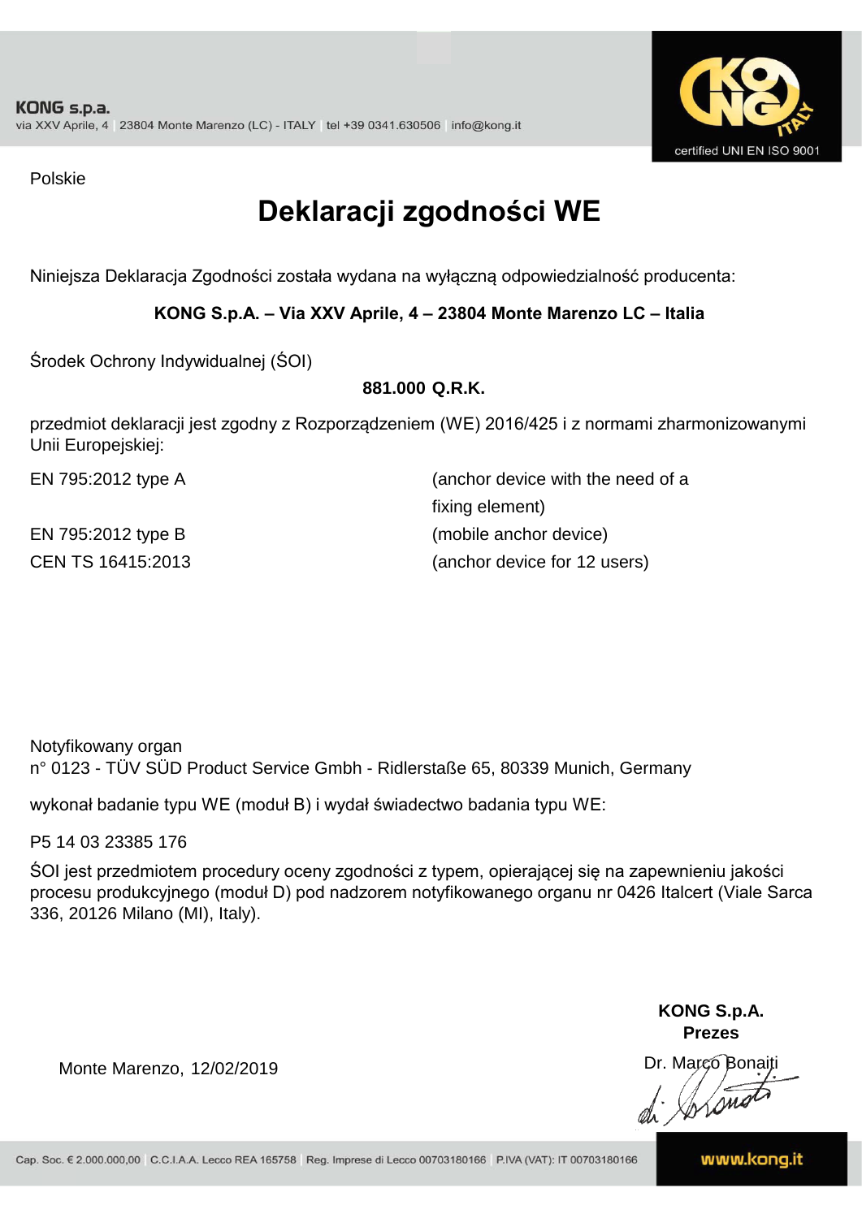Polskie

# Deklaracji zgodności WE

Niniejsza Deklaracja Zgodności została wydana na wyłączną odpowiedzialność producenta:

**KONG S.p.A. – Via XXV Aprile, 4 – 23804 Monte Marenzo LC – Italia**

Środek Ochrony Indywidualnej (ŚOI)

**881.000 Q.R.K.**

przedmiot deklaracji jest zgodny z Rozporządzeniem (WE) 2016/425 i z normami zharmonizowanymi Unii Europejskiej:

| | |
|---|---|
| EN 795:2012 type A | (anchor device with the need of a fixing element) |
| EN 795:2012 type B | (mobile anchor device) |
| CEN TS 16415:2013 | (anchor device for 12 users) |

Notyfikowany organ
n° 0123 - TÜV SÜD Product Service Gmbh - Ridlerstaße 65, 80339 Munich, Germany

wykonał badanie typu WE (moduł B) i wydał świadectwo badania typu WE:

P5 14 03 23385 176

ŚOI jest przedmiotem procedury oceny zgodności z typem, opierającej się na zapewnieniu jakości procesu produkcyjnego (moduł D) pod nadzorem notyfikowanego organu nr 0426 Italcert (Viale Sarca 336, 20126 Milano (MI), Italy).

Monte Marenzo, 12/02/2019

**KONG S.p.A.**
**Prezes**
Dr. Marco Bonaiti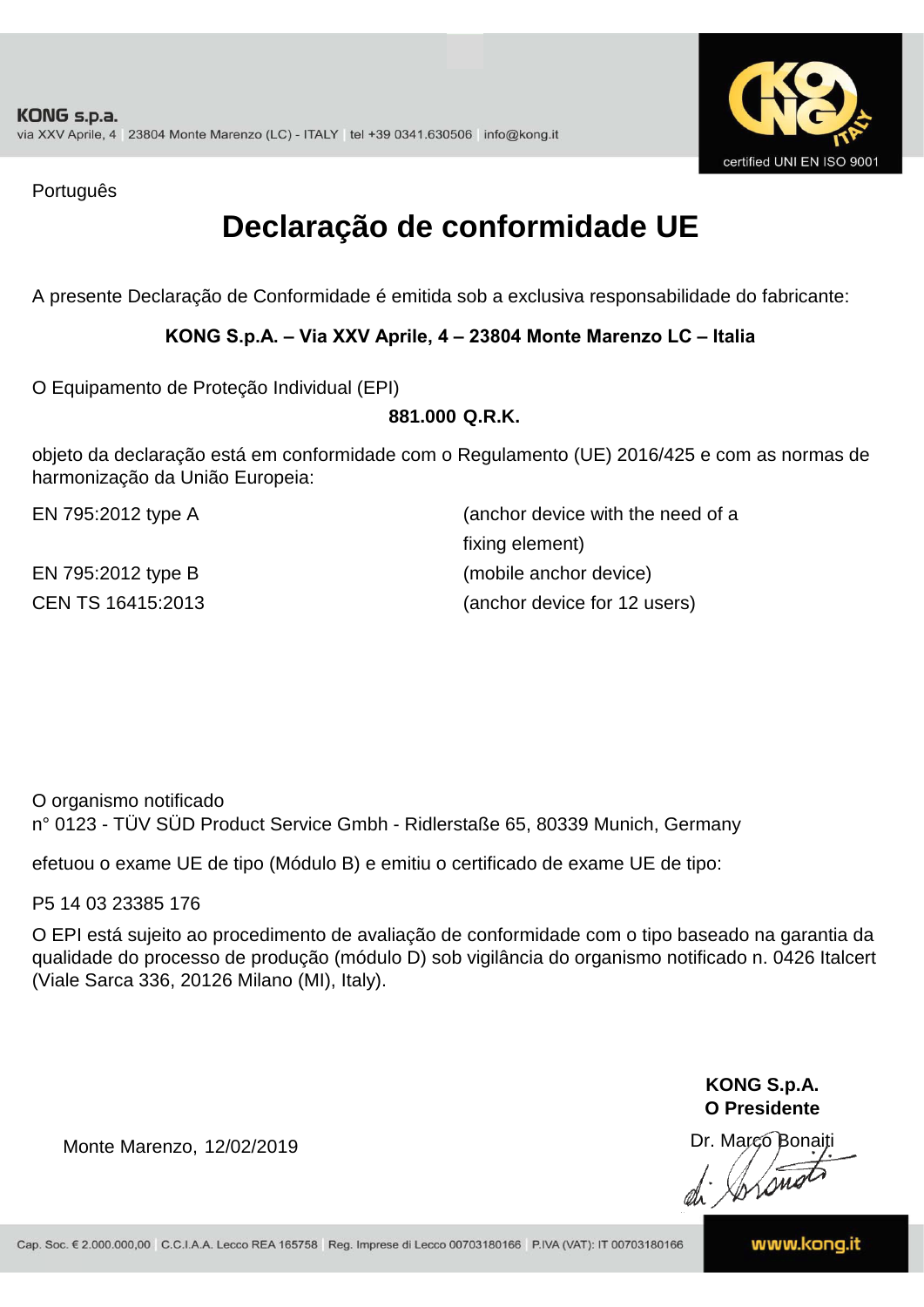Português

# Declaração de conformidade UE

A presente Declaração de Conformidade é emitida sob a exclusiva responsabilidade do fabricante:

**KONG S.p.A. – Via XXV Aprile, 4 – 23804 Monte Marenzo LC – Italia**

O Equipamento de Proteção Individual (EPI)

**881.000 Q.R.K.**

objeto da declaração está em conformidade com o Regulamento (UE) 2016/425 e com as normas de harmonização da União Europeia:

| | |
|---|---|
| EN 795:2012 type A | (anchor device with the need of a fixing element) |
| EN 795:2012 type B | (mobile anchor device) |
| CEN TS 16415:2013 | (anchor device for 12 users) |

O organismo notificado
n° 0123 - TÜV SÜD Product Service Gmbh - Ridlerstaße 65, 80339 Munich, Germany

efetuou o exame UE de tipo (Módulo B) e emitiu o certificado de exame UE de tipo:

P5 14 03 23385 176

O EPI está sujeito ao procedimento de avaliação de conformidade com o tipo baseado na garantia da qualidade do processo de produção (módulo D) sob vigilância do organismo notificado n. 0426 Italcert (Viale Sarca 336, 20126 Milano (MI), Italy).

**KONG S.p.A.**
**O Presidente**

Monte Marenzo, 12/02/2019

Dr. Marco Bonaiti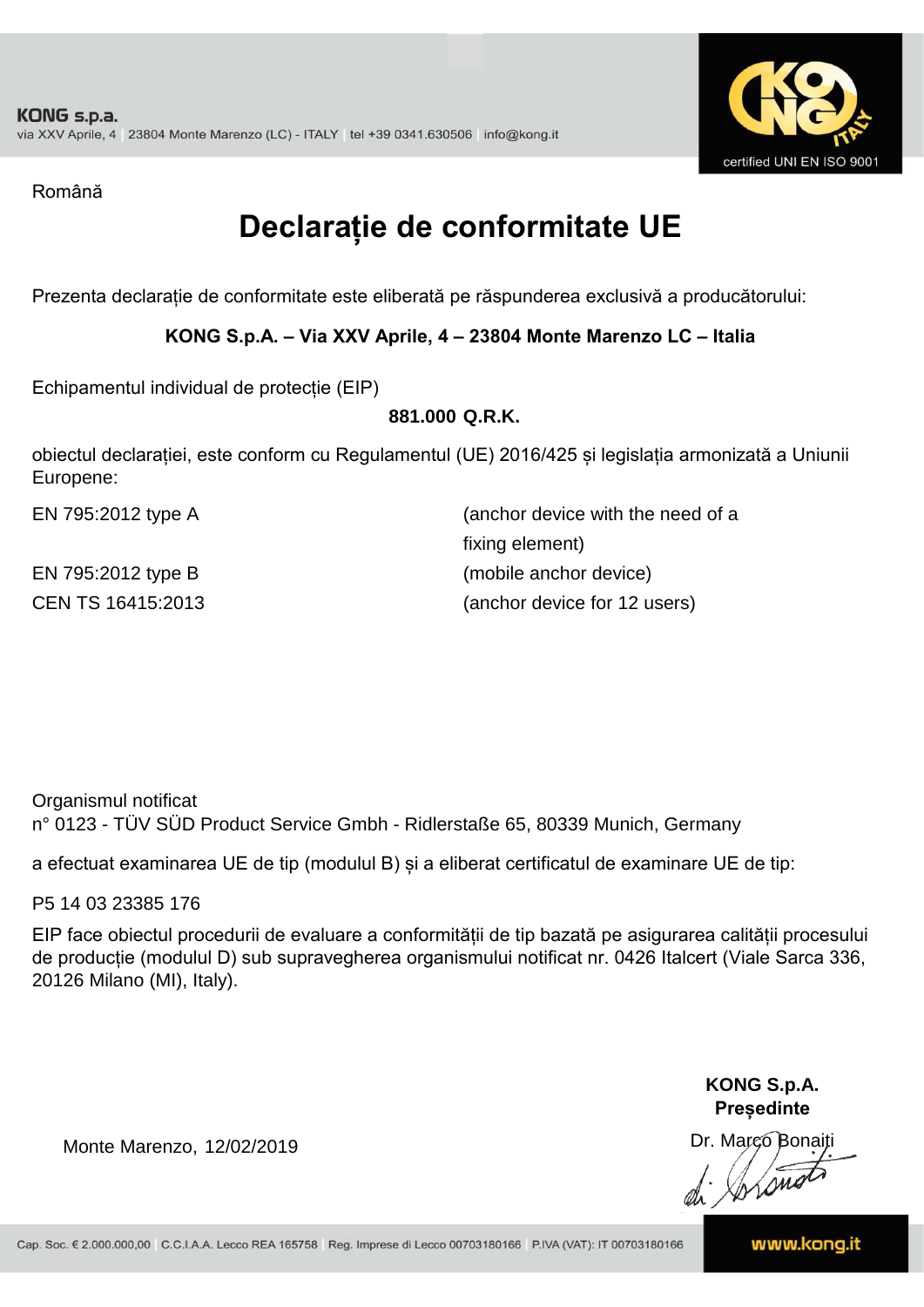KONG s.p.a.
via XXV Aprile, 4 | 23804 Monte Marenzo (LC) - ITALY | tel +39 0341.630506 | info@kong.it

certified UNI EN ISO 9001

Română

# Declarație de conformitate UE

Prezenta declarație de conformitate este eliberată pe răspunderea exclusivă a producătorului:

**KONG S.p.A. – Via XXV Aprile, 4 – 23804 Monte Marenzo LC – Italia**

Echipamentul individual de protecție (EIP)

**881.000 Q.R.K.**

obiectul declarației, este conform cu Regulamentul (UE) 2016/425 și legislația armonizată a Uniunii Europene:

| | |
|---|---|
| EN 795:2012 type A | (anchor device with the need of a fixing element) |
| EN 795:2012 type B | (mobile anchor device) |
| CEN TS 16415:2013 | (anchor device for 12 users) |

Organismul notificat
n° 0123 - TÜV SÜD Product Service Gmbh - Ridlerstaße 65, 80339 Munich, Germany

a efectuat examinarea UE de tip (modulul B) și a eliberat certificatul de examinare UE de tip:

P5 14 03 23385 176

EIP face obiectul procedurii de evaluare a conformității de tip bazată pe asigurarea calității procesului de producție (modulul D) sub supravegherea organismului notificat nr. 0426 Italcert (Viale Sarca 336, 20126 Milano (MI), Italy).

Monte Marenzo, 12/02/2019

**KONG S.p.A.**
**Președinte**
Dr. Marco Bonaiti

Cap. Soc. € 2.000.000,00 | C.C.I.A.A. Lecco REA 165758 | Reg. Imprese di Lecco 00703180166 | P.IVA (VAT): IT 00703180166 | www.kong.it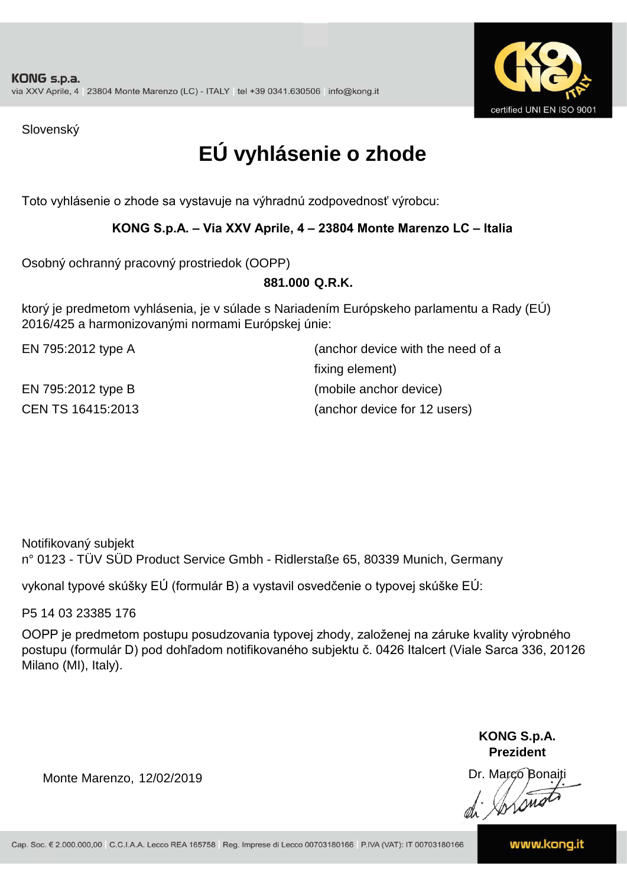Slovenský

# EÚ vyhlásenie o zhode

Toto vyhlásenie o zhode sa vystavuje na výhradnú zodpovednosť výrobcu:

**KONG S.p.A. – Via XXV Aprile, 4 – 23804 Monte Marenzo LC – Italia**

Osobný ochranný pracovný prostriedok (OOPP)

**881.000 Q.R.K.**

ktorý je predmetom vyhlásenia, je v súlade s Nariadením Európskeho parlamentu a Rady (EÚ) 2016/425 a harmonizovanými normami Európskej únie:

| | |
|---|---|
| EN 795:2012 type A | (anchor device with the need of a fixing element) |
| EN 795:2012 type B | (mobile anchor device) |
| CEN TS 16415:2013 | (anchor device for 12 users) |

Notifikovaný subjekt
n° 0123 - TÜV SÜD Product Service Gmbh - Ridlerstaße 65, 80339 Munich, Germany

vykonal typové skúšky EÚ (formulár B) a vystavil osvedčenie o typovej skúške EÚ:

P5 14 03 23385 176

OOPP je predmetom postupu posudzovania typovej zhody, založenej na záruke kvality výrobného postupu (formulár D) pod dohľadom notifikovaného subjektu č. 0426 Italcert (Viale Sarca 336, 20126 Milano (MI), Italy).

Monte Marenzo, 12/02/2019

**KONG S.p.A.**
**Prezident**
Dr. Marco Bonaiti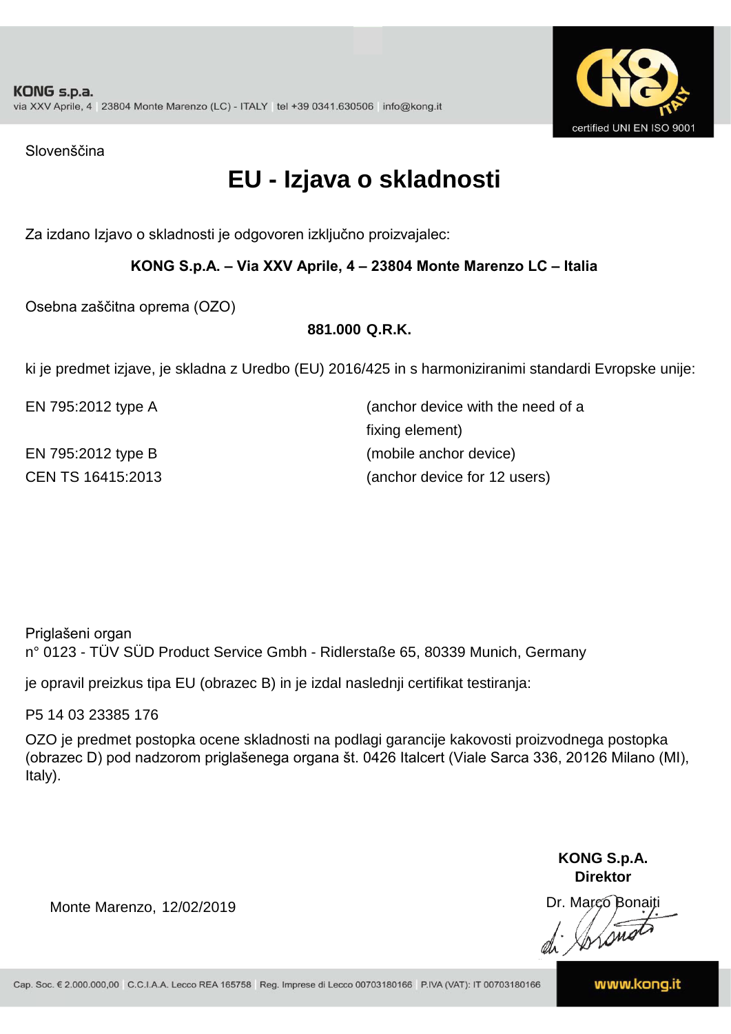KONG s.p.a.
via XXV Aprile, 4 | 23804 Monte Marenzo (LC) - ITALY | tel +39 0341.630506 | info@kong.it

certified UNI EN ISO 9001

Slovenščina

# EU - Izjava o skladnosti

Za izdano Izjavo o skladnosti je odgovoren izključno proizvajalec:

**KONG S.p.A. – Via XXV Aprile, 4 – 23804 Monte Marenzo LC – Italia**

Osebna zaščitna oprema (OZO)

**881.000 Q.R.K.**

ki je predmet izjave, je skladna z Uredbo (EU) 2016/425 in s harmoniziranimi standardi Evropske unije:

| | |
|---|---|
| EN 795:2012 type A | (anchor device with the need of a fixing element) |
| EN 795:2012 type B | (mobile anchor device) |
| CEN TS 16415:2013 | (anchor device for 12 users) |

Priglašeni organ
n° 0123 - TÜV SÜD Product Service Gmbh - Ridlerstaße 65, 80339 Munich, Germany

je opravil preizkus tipa EU (obrazec B) in je izdal naslednji certifikat testiranja:

P5 14 03 23385 176

OZO je predmet postopka ocene skladnosti na podlagi garancije kakovosti proizvodnega postopka (obrazec D) pod nadzorom priglašenega organa št. 0426 Italcert (Viale Sarca 336, 20126 Milano (MI), Italy).

**KONG S.p.A.**
**Direktor**
Dr. Marco Bonaiti

Monte Marenzo, 12/02/2019

Cap. Soc. € 2.000.000,00 | C.C.I.A.A. Lecco REA 165758 | Reg. Imprese di Lecco 00703180166 | P.IVA (VAT): IT 00703180166

www.kong.it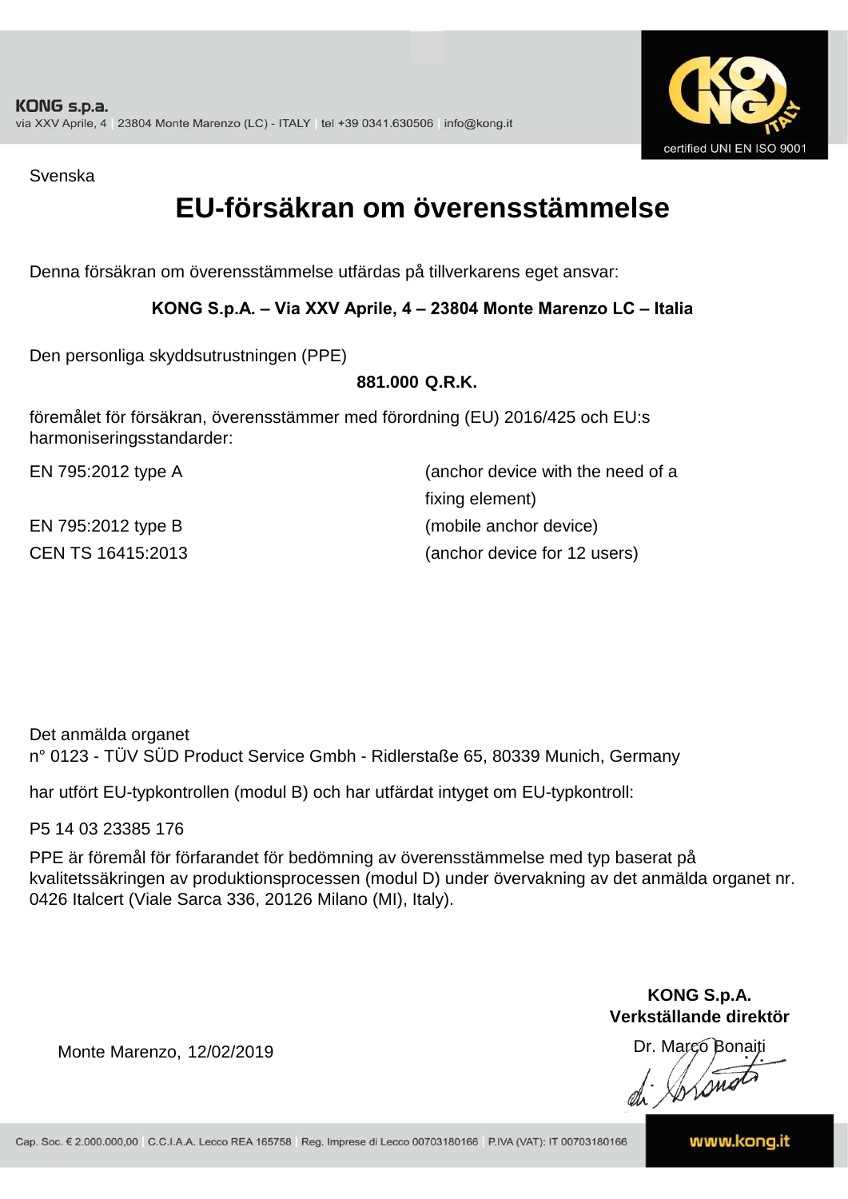Svenska

# EU-försäkran om överensstämmelse

Denna försäkran om överensstämmelse utfärdas på tillverkarens eget ansvar:

**KONG S.p.A. – Via XXV Aprile, 4 – 23804 Monte Marenzo LC – Italia**

Den personliga skyddsutrustningen (PPE)

**881.000 Q.R.K.**

föremålet för försäkran, överensstämmer med förordning (EU) 2016/425 och EU:s harmoniseringsstandarder:

| | |
|---|---|
| EN 795:2012 type A | (anchor device with the need of a fixing element) |
| EN 795:2012 type B | (mobile anchor device) |
| CEN TS 16415:2013 | (anchor device for 12 users) |

Det anmälda organet
n° 0123 - TÜV SÜD Product Service Gmbh - Ridlerstaße 65, 80339 Munich, Germany

har utfört EU-typkontrollen (modul B) och har utfärdat intyget om EU-typkontroll:

P5 14 03 23385 176

PPE är föremål för förfarandet för bedömning av överensstämmelse med typ baserat på kvalitetssäkringen av produktionsprocessen (modul D) under övervakning av det anmälda organet nr. 0426 Italcert (Viale Sarca 336, 20126 Milano (MI), Italy).

Monte Marenzo, 12/02/2019

**KONG S.p.A.**
**Verkställande direktör**
Dr. Marco Bonaiti